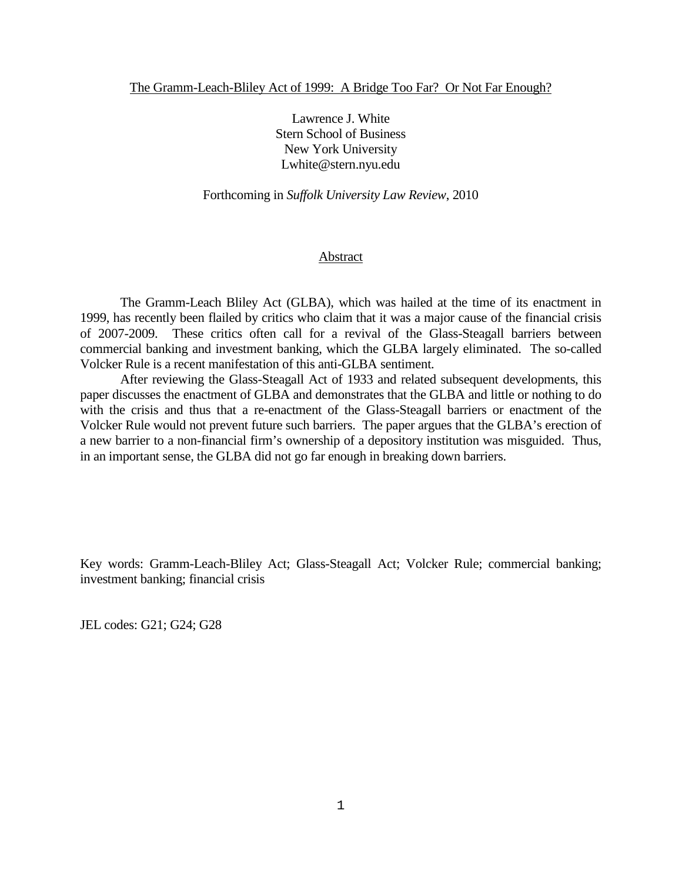# The Gramm-Leach-Bliley Act of 1999: A Bridge Too Far? Or Not Far Enough?

Lawrence J. White
Stern School of Business
New York University
Lwhite@stern.nyu.edu

Forthcoming in *Suffolk University Law Review*, 2010

## Abstract

The Gramm-Leach Bliley Act (GLBA), which was hailed at the time of its enactment in 1999, has recently been flailed by critics who claim that it was a major cause of the financial crisis of 2007-2009. These critics often call for a revival of the Glass-Steagall barriers between commercial banking and investment banking, which the GLBA largely eliminated. The so-called Volcker Rule is a recent manifestation of this anti-GLBA sentiment.

After reviewing the Glass-Steagall Act of 1933 and related subsequent developments, this paper discusses the enactment of GLBA and demonstrates that the GLBA and little or nothing to do with the crisis and thus that a re-enactment of the Glass-Steagall barriers or enactment of the Volcker Rule would not prevent future such barriers. The paper argues that the GLBA's erection of a new barrier to a non-financial firm's ownership of a depository institution was misguided. Thus, in an important sense, the GLBA did not go far enough in breaking down barriers.

Key words: Gramm-Leach-Bliley Act; Glass-Steagall Act; Volcker Rule; commercial banking; investment banking; financial crisis

JEL codes: G21; G24; G28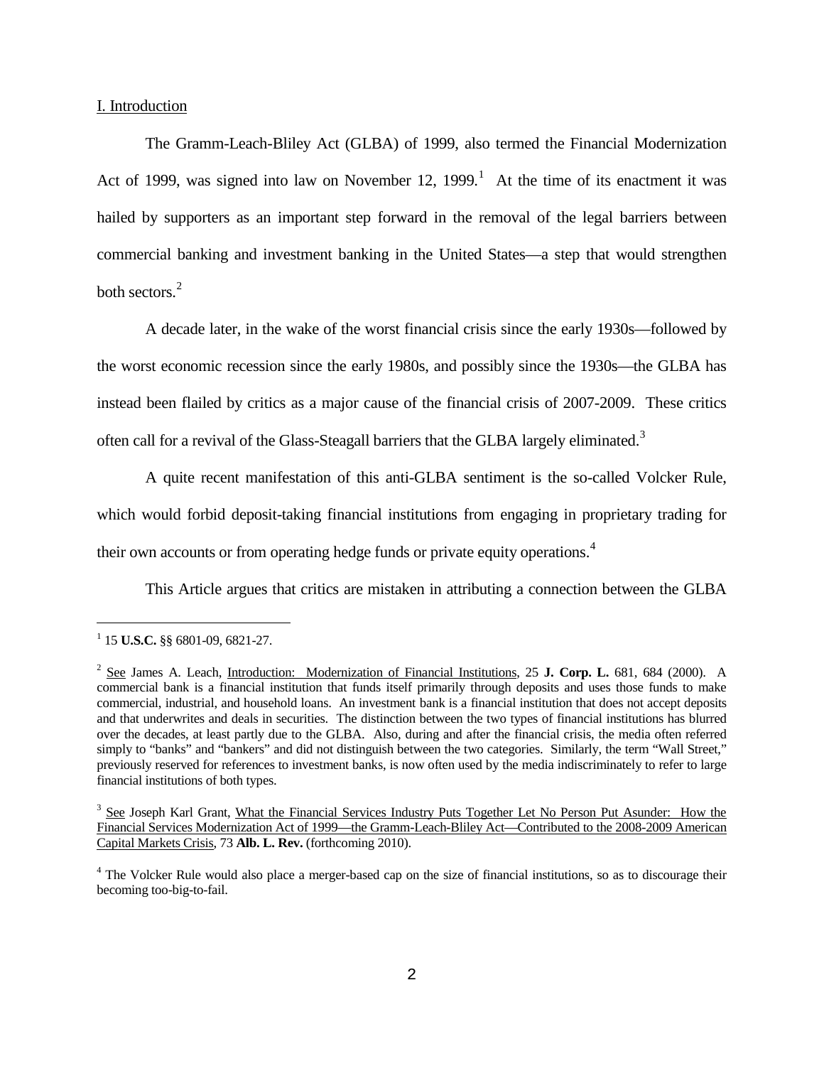## I. Introduction

The Gramm-Leach-Bliley Act (GLBA) of 1999, also termed the Financial Modernization Act of 1999, was signed into law on November 12, 1999.[1] At the time of its enactment it was hailed by supporters as an important step forward in the removal of the legal barriers between commercial banking and investment banking in the United States—a step that would strengthen both sectors.[2]

A decade later, in the wake of the worst financial crisis since the early 1930s—followed by the worst economic recession since the early 1980s, and possibly since the 1930s—the GLBA has instead been flailed by critics as a major cause of the financial crisis of 2007-2009. These critics often call for a revival of the Glass-Steagall barriers that the GLBA largely eliminated.[3]

A quite recent manifestation of this anti-GLBA sentiment is the so-called Volcker Rule, which would forbid deposit-taking financial institutions from engaging in proprietary trading for their own accounts or from operating hedge funds or private equity operations.[4]

This Article argues that critics are mistaken in attributing a connection between the GLBA

---

[1] 15 **U.S.C.** §§ 6801-09, 6821-27.

[2] See James A. Leach, Introduction: Modernization of Financial Institutions, 25 **J. Corp. L.** 681, 684 (2000). A commercial bank is a financial institution that funds itself primarily through deposits and uses those funds to make commercial, industrial, and household loans. An investment bank is a financial institution that does not accept deposits and that underwrites and deals in securities. The distinction between the two types of financial institutions has blurred over the decades, at least partly due to the GLBA. Also, during and after the financial crisis, the media often referred simply to "banks" and "bankers" and did not distinguish between the two categories. Similarly, the term "Wall Street," previously reserved for references to investment banks, is now often used by the media indiscriminately to refer to large financial institutions of both types.

[3] See Joseph Karl Grant, What the Financial Services Industry Puts Together Let No Person Put Asunder: How the Financial Services Modernization Act of 1999—the Gramm-Leach-Bliley Act—Contributed to the 2008-2009 American Capital Markets Crisis, 73 **Alb. L. Rev.** (forthcoming 2010).

[4] The Volcker Rule would also place a merger-based cap on the size of financial institutions, so as to discourage their becoming too-big-to-fail.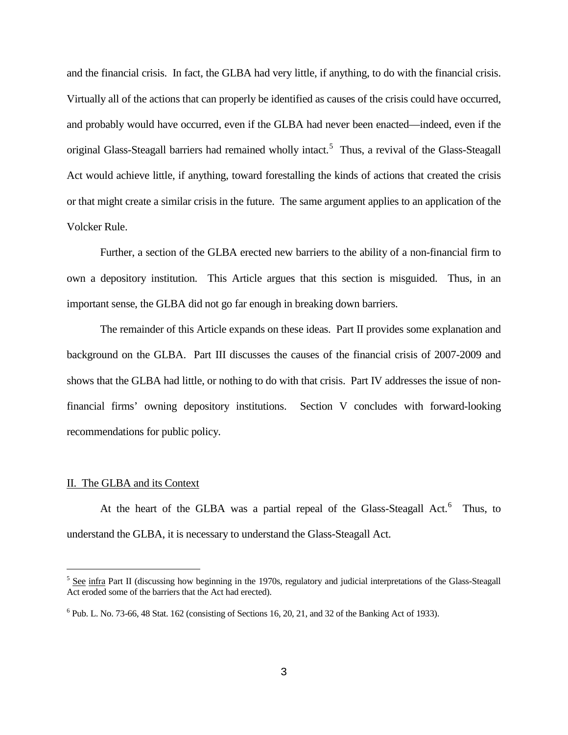and the financial crisis. In fact, the GLBA had very little, if anything, to do with the financial crisis. Virtually all of the actions that can properly be identified as causes of the crisis could have occurred, and probably would have occurred, even if the GLBA had never been enacted—indeed, even if the original Glass-Steagall barriers had remained wholly intact.[5] Thus, a revival of the Glass-Steagall Act would achieve little, if anything, toward forestalling the kinds of actions that created the crisis or that might create a similar crisis in the future. The same argument applies to an application of the Volcker Rule.

Further, a section of the GLBA erected new barriers to the ability of a non-financial firm to own a depository institution. This Article argues that this section is misguided. Thus, in an important sense, the GLBA did not go far enough in breaking down barriers.

The remainder of this Article expands on these ideas. Part II provides some explanation and background on the GLBA. Part III discusses the causes of the financial crisis of 2007-2009 and shows that the GLBA had little, or nothing to do with that crisis. Part IV addresses the issue of non-financial firms' owning depository institutions. Section V concludes with forward-looking recommendations for public policy.

## II. The GLBA and its Context

At the heart of the GLBA was a partial repeal of the Glass-Steagall Act.[6] Thus, to understand the GLBA, it is necessary to understand the Glass-Steagall Act.

---

[5] See infra Part II (discussing how beginning in the 1970s, regulatory and judicial interpretations of the Glass-Steagall Act eroded some of the barriers that the Act had erected).

[6] Pub. L. No. 73-66, 48 Stat. 162 (consisting of Sections 16, 20, 21, and 32 of the Banking Act of 1933).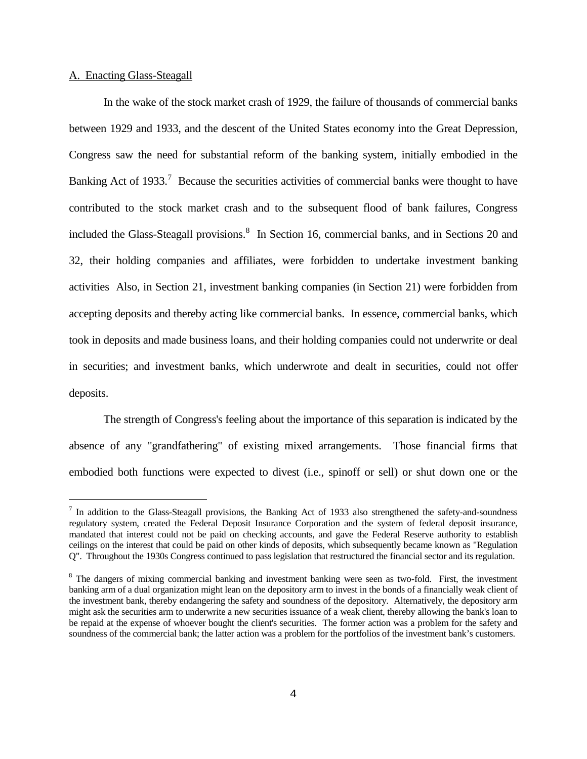A. Enacting Glass-Steagall

In the wake of the stock market crash of 1929, the failure of thousands of commercial banks between 1929 and 1933, and the descent of the United States economy into the Great Depression, Congress saw the need for substantial reform of the banking system, initially embodied in the Banking Act of 1933.[7] Because the securities activities of commercial banks were thought to have contributed to the stock market crash and to the subsequent flood of bank failures, Congress included the Glass-Steagall provisions.[8] In Section 16, commercial banks, and in Sections 20 and 32, their holding companies and affiliates, were forbidden to undertake investment banking activities Also, in Section 21, investment banking companies (in Section 21) were forbidden from accepting deposits and thereby acting like commercial banks. In essence, commercial banks, which took in deposits and made business loans, and their holding companies could not underwrite or deal in securities; and investment banks, which underwrote and dealt in securities, could not offer deposits.

The strength of Congress's feeling about the importance of this separation is indicated by the absence of any "grandfathering" of existing mixed arrangements. Those financial firms that embodied both functions were expected to divest (i.e., spinoff or sell) or shut down one or the

[7] In addition to the Glass-Steagall provisions, the Banking Act of 1933 also strengthened the safety-and-soundness regulatory system, created the Federal Deposit Insurance Corporation and the system of federal deposit insurance, mandated that interest could not be paid on checking accounts, and gave the Federal Reserve authority to establish ceilings on the interest that could be paid on other kinds of deposits, which subsequently became known as "Regulation Q". Throughout the 1930s Congress continued to pass legislation that restructured the financial sector and its regulation.

[8] The dangers of mixing commercial banking and investment banking were seen as two-fold. First, the investment banking arm of a dual organization might lean on the depository arm to invest in the bonds of a financially weak client of the investment bank, thereby endangering the safety and soundness of the depository. Alternatively, the depository arm might ask the securities arm to underwrite a new securities issuance of a weak client, thereby allowing the bank's loan to be repaid at the expense of whoever bought the client's securities. The former action was a problem for the safety and soundness of the commercial bank; the latter action was a problem for the portfolios of the investment bank's customers.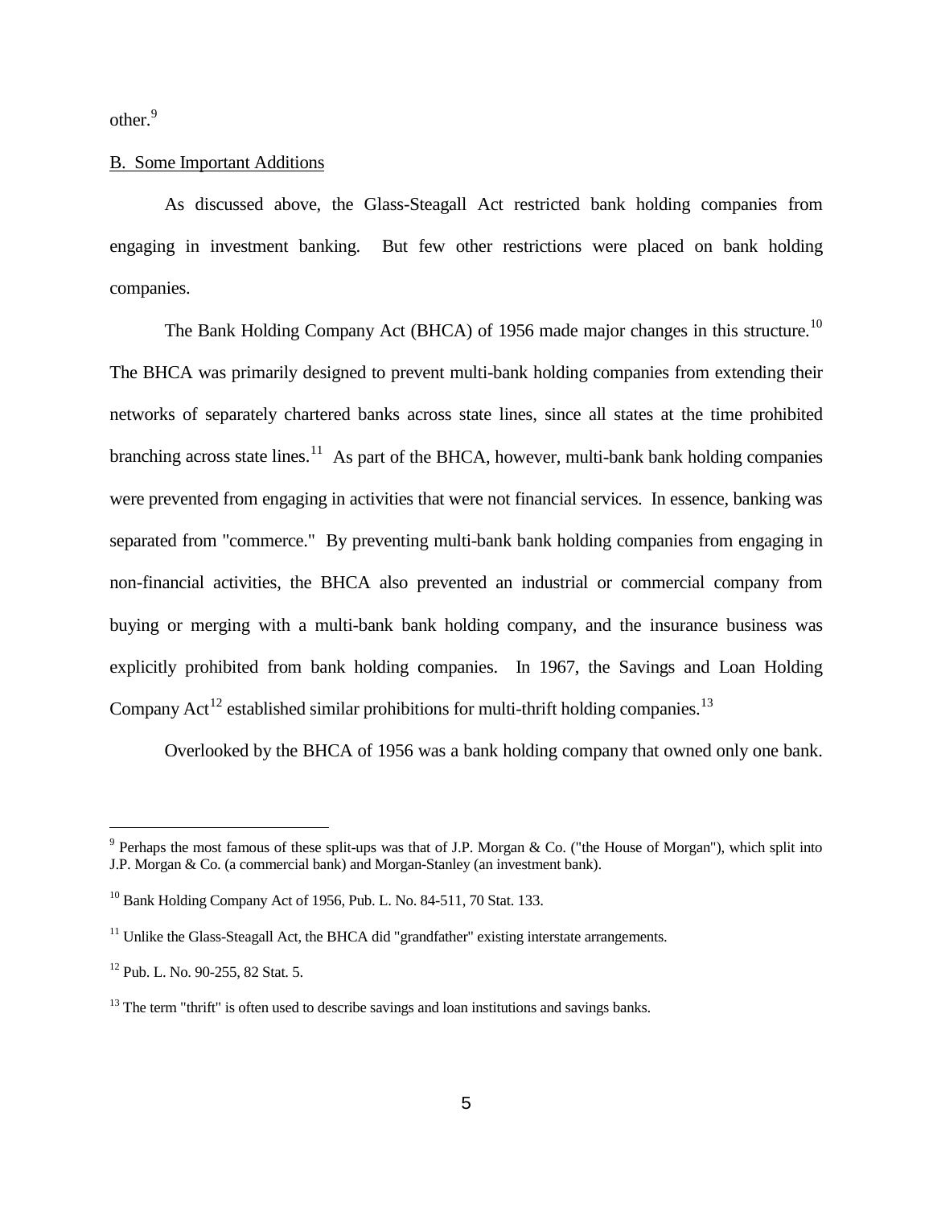other.[9]

B. Some Important Additions

As discussed above, the Glass-Steagall Act restricted bank holding companies from engaging in investment banking. But few other restrictions were placed on bank holding companies.

The Bank Holding Company Act (BHCA) of 1956 made major changes in this structure.[10] The BHCA was primarily designed to prevent multi-bank holding companies from extending their networks of separately chartered banks across state lines, since all states at the time prohibited branching across state lines.[11] As part of the BHCA, however, multi-bank bank holding companies were prevented from engaging in activities that were not financial services. In essence, banking was separated from "commerce." By preventing multi-bank bank holding companies from engaging in non-financial activities, the BHCA also prevented an industrial or commercial company from buying or merging with a multi-bank bank holding company, and the insurance business was explicitly prohibited from bank holding companies. In 1967, the Savings and Loan Holding Company Act[12] established similar prohibitions for multi-thrift holding companies.[13]

Overlooked by the BHCA of 1956 was a bank holding company that owned only one bank.

---

[9] Perhaps the most famous of these split-ups was that of J.P. Morgan & Co. ("the House of Morgan"), which split into J.P. Morgan & Co. (a commercial bank) and Morgan-Stanley (an investment bank).

[10] Bank Holding Company Act of 1956, Pub. L. No. 84-511, 70 Stat. 133.

[11] Unlike the Glass-Steagall Act, the BHCA did "grandfather" existing interstate arrangements.

[12] Pub. L. No. 90-255, 82 Stat. 5.

[13] The term "thrift" is often used to describe savings and loan institutions and savings banks.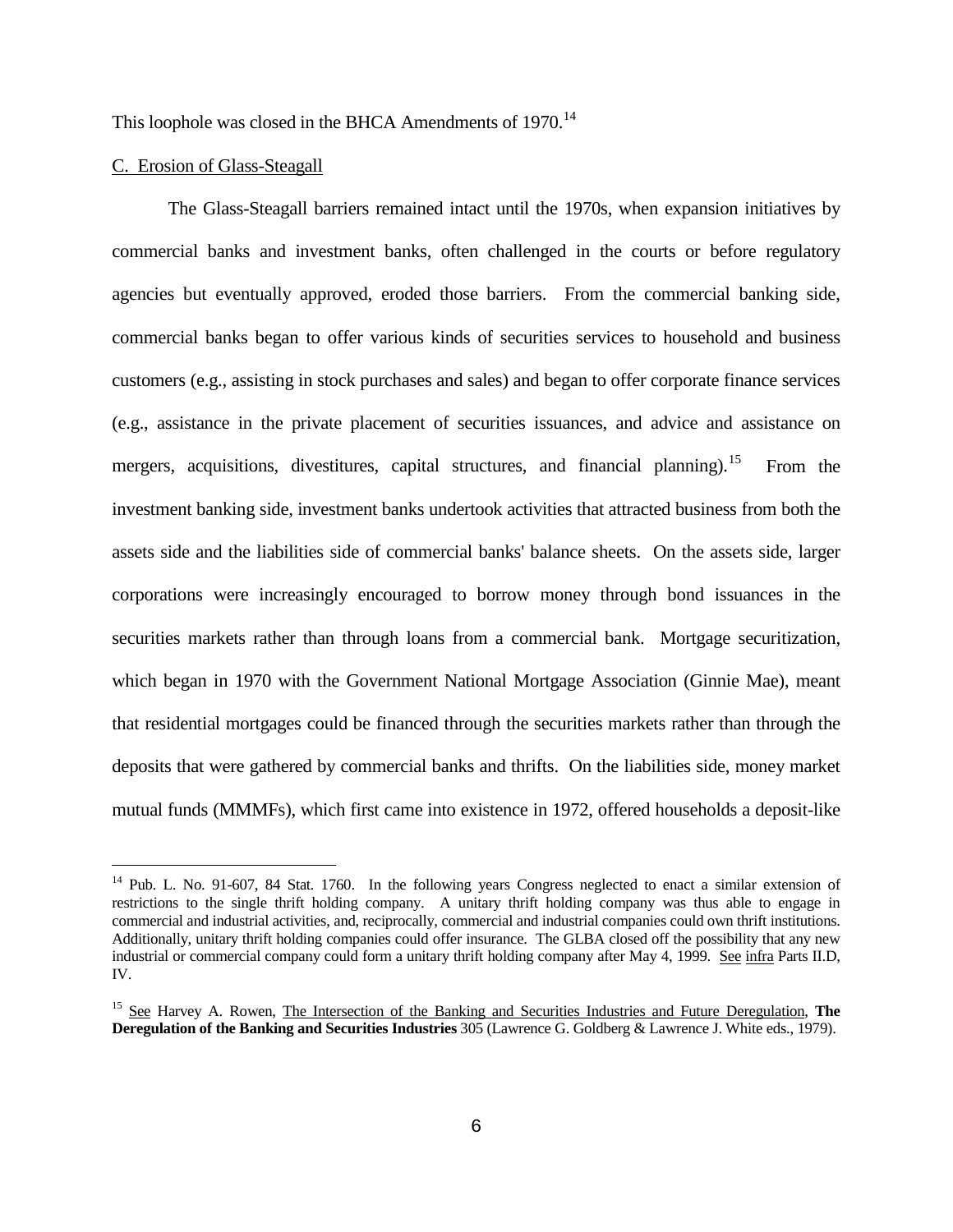This loophole was closed in the BHCA Amendments of 1970.[14]

C. Erosion of Glass-Steagall

The Glass-Steagall barriers remained intact until the 1970s, when expansion initiatives by commercial banks and investment banks, often challenged in the courts or before regulatory agencies but eventually approved, eroded those barriers. From the commercial banking side, commercial banks began to offer various kinds of securities services to household and business customers (e.g., assisting in stock purchases and sales) and began to offer corporate finance services (e.g., assistance in the private placement of securities issuances, and advice and assistance on mergers, acquisitions, divestitures, capital structures, and financial planning).[15] From the investment banking side, investment banks undertook activities that attracted business from both the assets side and the liabilities side of commercial banks' balance sheets. On the assets side, larger corporations were increasingly encouraged to borrow money through bond issuances in the securities markets rather than through loans from a commercial bank. Mortgage securitization, which began in 1970 with the Government National Mortgage Association (Ginnie Mae), meant that residential mortgages could be financed through the securities markets rather than through the deposits that were gathered by commercial banks and thrifts. On the liabilities side, money market mutual funds (MMMFs), which first came into existence in 1972, offered households a deposit-like

---

[14] Pub. L. No. 91-607, 84 Stat. 1760. In the following years Congress neglected to enact a similar extension of restrictions to the single thrift holding company. A unitary thrift holding company was thus able to engage in commercial and industrial activities, and, reciprocally, commercial and industrial companies could own thrift institutions. Additionally, unitary thrift holding companies could offer insurance. The GLBA closed off the possibility that any new industrial or commercial company could form a unitary thrift holding company after May 4, 1999. See infra Parts II.D, IV.

[15] See Harvey A. Rowen, The Intersection of the Banking and Securities Industries and Future Deregulation, **The Deregulation of the Banking and Securities Industries** 305 (Lawrence G. Goldberg & Lawrence J. White eds., 1979).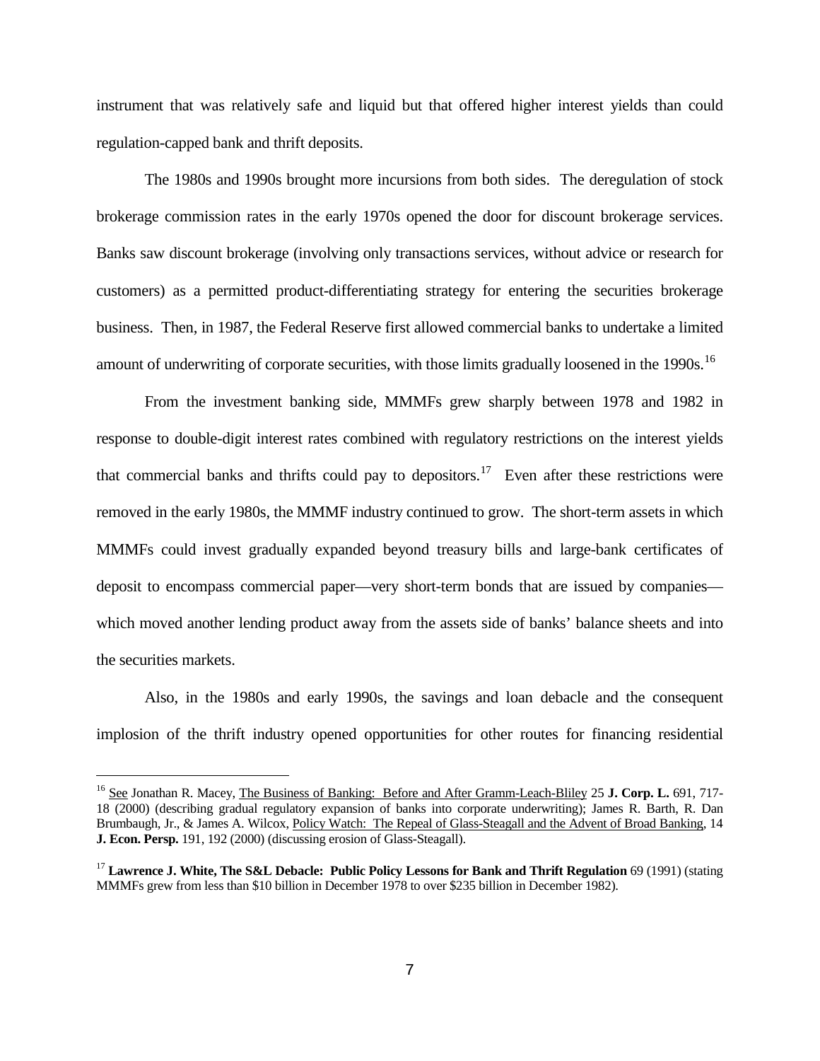instrument that was relatively safe and liquid but that offered higher interest yields than could regulation-capped bank and thrift deposits.

The 1980s and 1990s brought more incursions from both sides. The deregulation of stock brokerage commission rates in the early 1970s opened the door for discount brokerage services. Banks saw discount brokerage (involving only transactions services, without advice or research for customers) as a permitted product-differentiating strategy for entering the securities brokerage business. Then, in 1987, the Federal Reserve first allowed commercial banks to undertake a limited amount of underwriting of corporate securities, with those limits gradually loosened in the 1990s.[16]

From the investment banking side, MMMFs grew sharply between 1978 and 1982 in response to double-digit interest rates combined with regulatory restrictions on the interest yields that commercial banks and thrifts could pay to depositors.[17] Even after these restrictions were removed in the early 1980s, the MMMF industry continued to grow. The short-term assets in which MMMFs could invest gradually expanded beyond treasury bills and large-bank certificates of deposit to encompass commercial paper—very short-term bonds that are issued by companies—which moved another lending product away from the assets side of banks' balance sheets and into the securities markets.

Also, in the 1980s and early 1990s, the savings and loan debacle and the consequent implosion of the thrift industry opened opportunities for other routes for financing residential

---

[16] See Jonathan R. Macey, The Business of Banking: Before and After Gramm-Leach-Bliley 25 **J. Corp. L.** 691, 717-18 (2000) (describing gradual regulatory expansion of banks into corporate underwriting); James R. Barth, R. Dan Brumbaugh, Jr., & James A. Wilcox, Policy Watch: The Repeal of Glass-Steagall and the Advent of Broad Banking, 14 **J. Econ. Persp.** 191, 192 (2000) (discussing erosion of Glass-Steagall).

[17] **Lawrence J. White, The S&L Debacle: Public Policy Lessons for Bank and Thrift Regulation** 69 (1991) (stating MMMFs grew from less than $10 billion in December 1978 to over $235 billion in December 1982).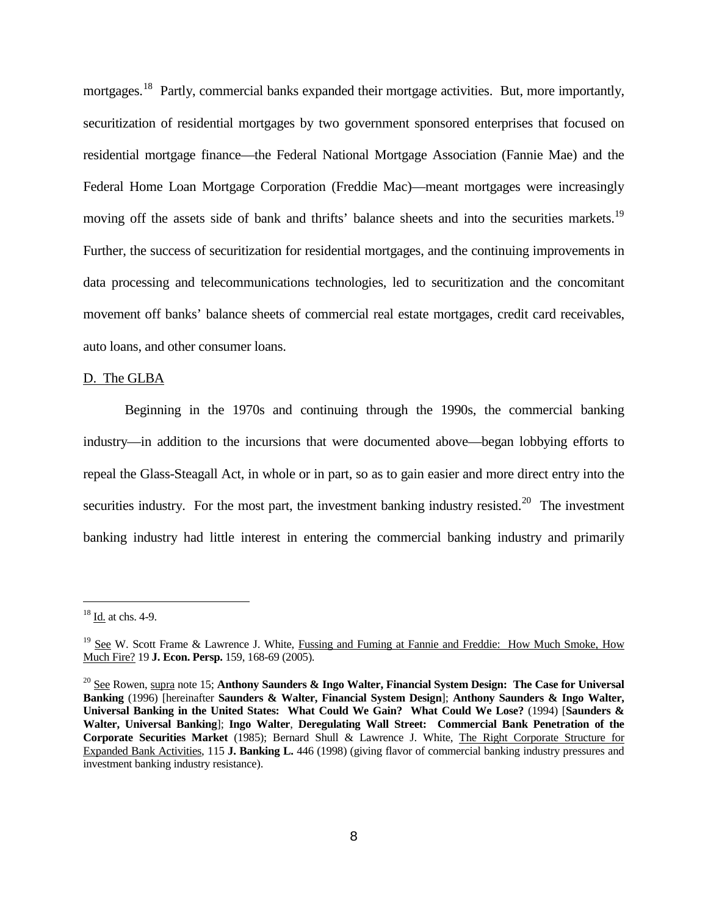mortgages.[18] Partly, commercial banks expanded their mortgage activities. But, more importantly, securitization of residential mortgages by two government sponsored enterprises that focused on residential mortgage finance—the Federal National Mortgage Association (Fannie Mae) and the Federal Home Loan Mortgage Corporation (Freddie Mac)—meant mortgages were increasingly moving off the assets side of bank and thrifts' balance sheets and into the securities markets.[19] Further, the success of securitization for residential mortgages, and the continuing improvements in data processing and telecommunications technologies, led to securitization and the concomitant movement off banks' balance sheets of commercial real estate mortgages, credit card receivables, auto loans, and other consumer loans.

D. The GLBA

Beginning in the 1970s and continuing through the 1990s, the commercial banking industry—in addition to the incursions that were documented above—began lobbying efforts to repeal the Glass-Steagall Act, in whole or in part, so as to gain easier and more direct entry into the securities industry. For the most part, the investment banking industry resisted.[20] The investment banking industry had little interest in entering the commercial banking industry and primarily

---

[18] Id. at chs. 4-9.

[19] See W. Scott Frame & Lawrence J. White, Fussing and Fuming at Fannie and Freddie: How Much Smoke, How Much Fire? 19 **J. Econ. Persp.** 159, 168-69 (2005).

[20] See Rowen, supra note 15; **Anthony Saunders & Ingo Walter, Financial System Design: The Case for Universal Banking** (1996) [hereinafter **Saunders & Walter, Financial System Design**]; **Anthony Saunders & Ingo Walter, Universal Banking in the United States: What Could We Gain? What Could We Lose?** (1994) [**Saunders & Walter, Universal Banking**]; **Ingo Walter**, **Deregulating Wall Street: Commercial Bank Penetration of the Corporate Securities Market** (1985); Bernard Shull & Lawrence J. White, The Right Corporate Structure for Expanded Bank Activities, 115 **J. Banking L.** 446 (1998) (giving flavor of commercial banking industry pressures and investment banking industry resistance).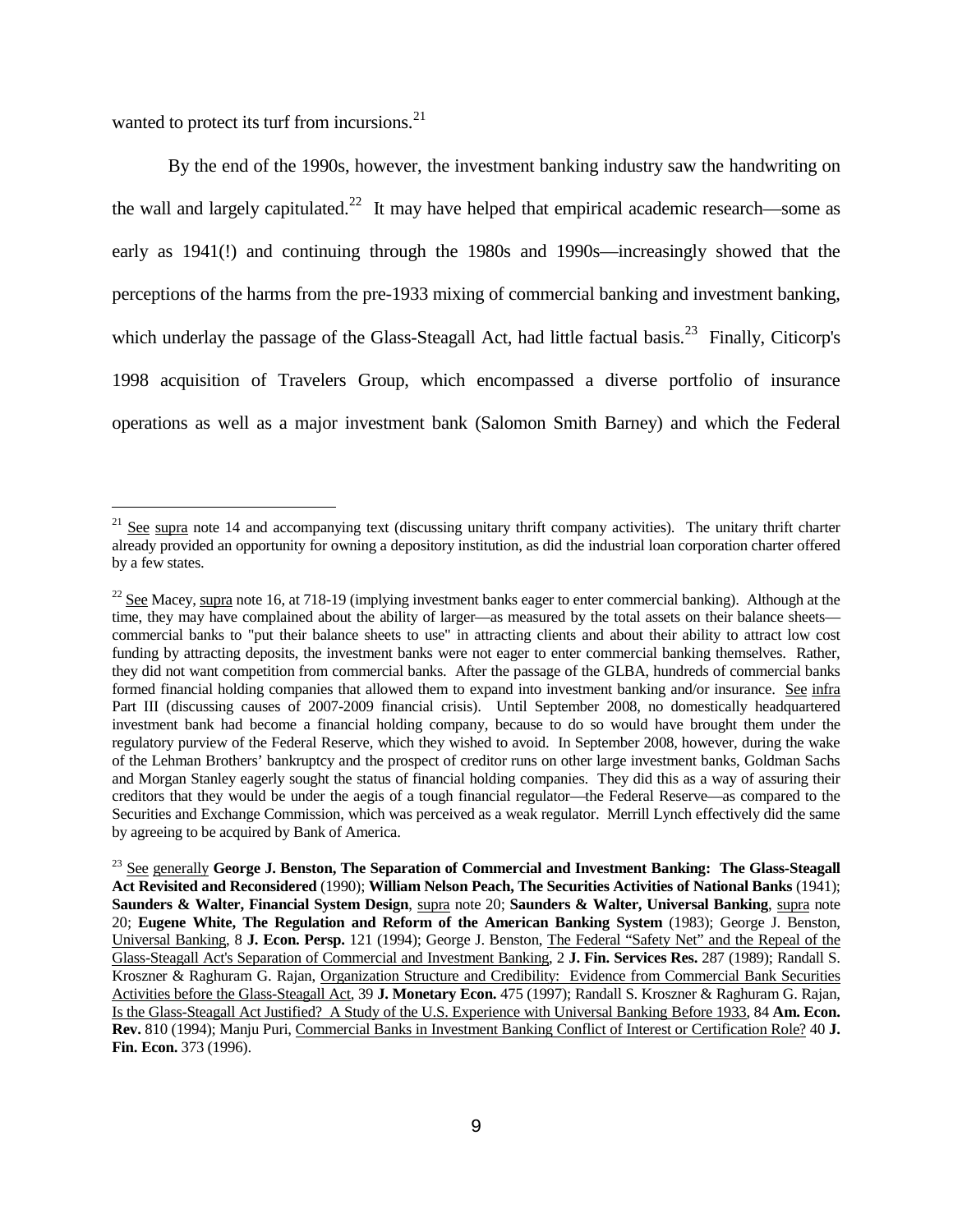wanted to protect its turf from incursions.[21]

By the end of the 1990s, however, the investment banking industry saw the handwriting on the wall and largely capitulated.[22] It may have helped that empirical academic research—some as early as 1941(!) and continuing through the 1980s and 1990s—increasingly showed that the perceptions of the harms from the pre-1933 mixing of commercial banking and investment banking, which underlay the passage of the Glass-Steagall Act, had little factual basis.[23] Finally, Citicorp's 1998 acquisition of Travelers Group, which encompassed a diverse portfolio of insurance operations as well as a major investment bank (Salomon Smith Barney) and which the Federal

---

[21] See supra note 14 and accompanying text (discussing unitary thrift company activities). The unitary thrift charter already provided an opportunity for owning a depository institution, as did the industrial loan corporation charter offered by a few states.

[22] See Macey, supra note 16, at 718-19 (implying investment banks eager to enter commercial banking). Although at the time, they may have complained about the ability of larger—as measured by the total assets on their balance sheets—commercial banks to "put their balance sheets to use" in attracting clients and about their ability to attract low cost funding by attracting deposits, the investment banks were not eager to enter commercial banking themselves. Rather, they did not want competition from commercial banks. After the passage of the GLBA, hundreds of commercial banks formed financial holding companies that allowed them to expand into investment banking and/or insurance. See infra Part III (discussing causes of 2007-2009 financial crisis). Until September 2008, no domestically headquartered investment bank had become a financial holding company, because to do so would have brought them under the regulatory purview of the Federal Reserve, which they wished to avoid. In September 2008, however, during the wake of the Lehman Brothers' bankruptcy and the prospect of creditor runs on other large investment banks, Goldman Sachs and Morgan Stanley eagerly sought the status of financial holding companies. They did this as a way of assuring their creditors that they would be under the aegis of a tough financial regulator—the Federal Reserve—as compared to the Securities and Exchange Commission, which was perceived as a weak regulator. Merrill Lynch effectively did the same by agreeing to be acquired by Bank of America.

[23] See generally **George J. Benston, The Separation of Commercial and Investment Banking: The Glass-Steagall Act Revisited and Reconsidered** (1990); **William Nelson Peach, The Securities Activities of National Banks** (1941); **Saunders & Walter, Financial System Design**, supra note 20; **Saunders & Walter, Universal Banking**, supra note 20; **Eugene White, The Regulation and Reform of the American Banking System** (1983); George J. Benston, Universal Banking, 8 **J. Econ. Persp.** 121 (1994); George J. Benston, The Federal "Safety Net" and the Repeal of the Glass-Steagall Act's Separation of Commercial and Investment Banking, 2 **J. Fin. Services Res.** 287 (1989); Randall S. Kroszner & Raghuram G. Rajan, Organization Structure and Credibility: Evidence from Commercial Bank Securities Activities before the Glass-Steagall Act, 39 **J. Monetary Econ.** 475 (1997); Randall S. Kroszner & Raghuram G. Rajan, Is the Glass-Steagall Act Justified? A Study of the U.S. Experience with Universal Banking Before 1933, 84 **Am. Econ. Rev.** 810 (1994); Manju Puri, Commercial Banks in Investment Banking Conflict of Interest or Certification Role? 40 **J. Fin. Econ.** 373 (1996).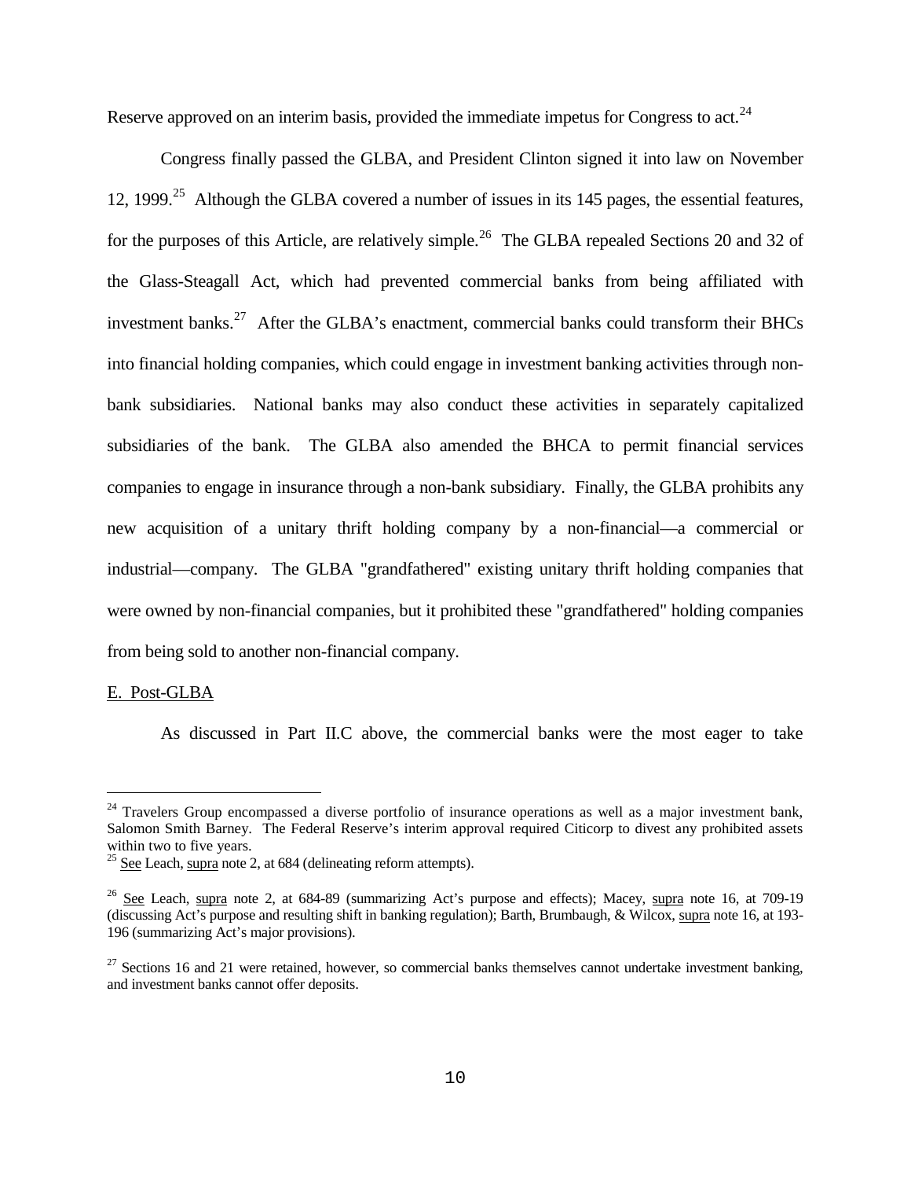Reserve approved on an interim basis, provided the immediate impetus for Congress to act.[24]

Congress finally passed the GLBA, and President Clinton signed it into law on November 12, 1999.[25] Although the GLBA covered a number of issues in its 145 pages, the essential features, for the purposes of this Article, are relatively simple.[26] The GLBA repealed Sections 20 and 32 of the Glass-Steagall Act, which had prevented commercial banks from being affiliated with investment banks.[27] After the GLBA's enactment, commercial banks could transform their BHCs into financial holding companies, which could engage in investment banking activities through non-bank subsidiaries. National banks may also conduct these activities in separately capitalized subsidiaries of the bank. The GLBA also amended the BHCA to permit financial services companies to engage in insurance through a non-bank subsidiary. Finally, the GLBA prohibits any new acquisition of a unitary thrift holding company by a non-financial—a commercial or industrial—company. The GLBA "grandfathered" existing unitary thrift holding companies that were owned by non-financial companies, but it prohibited these "grandfathered" holding companies from being sold to another non-financial company.

## E. Post-GLBA

As discussed in Part II.C above, the commercial banks were the most eager to take

---

[24] Travelers Group encompassed a diverse portfolio of insurance operations as well as a major investment bank, Salomon Smith Barney. The Federal Reserve's interim approval required Citicorp to divest any prohibited assets within two to five years.

[25] See Leach, supra note 2, at 684 (delineating reform attempts).

[26] See Leach, supra note 2, at 684-89 (summarizing Act's purpose and effects); Macey, supra note 16, at 709-19 (discussing Act's purpose and resulting shift in banking regulation); Barth, Brumbaugh, & Wilcox, supra note 16, at 193-196 (summarizing Act's major provisions).

[27] Sections 16 and 21 were retained, however, so commercial banks themselves cannot undertake investment banking, and investment banks cannot offer deposits.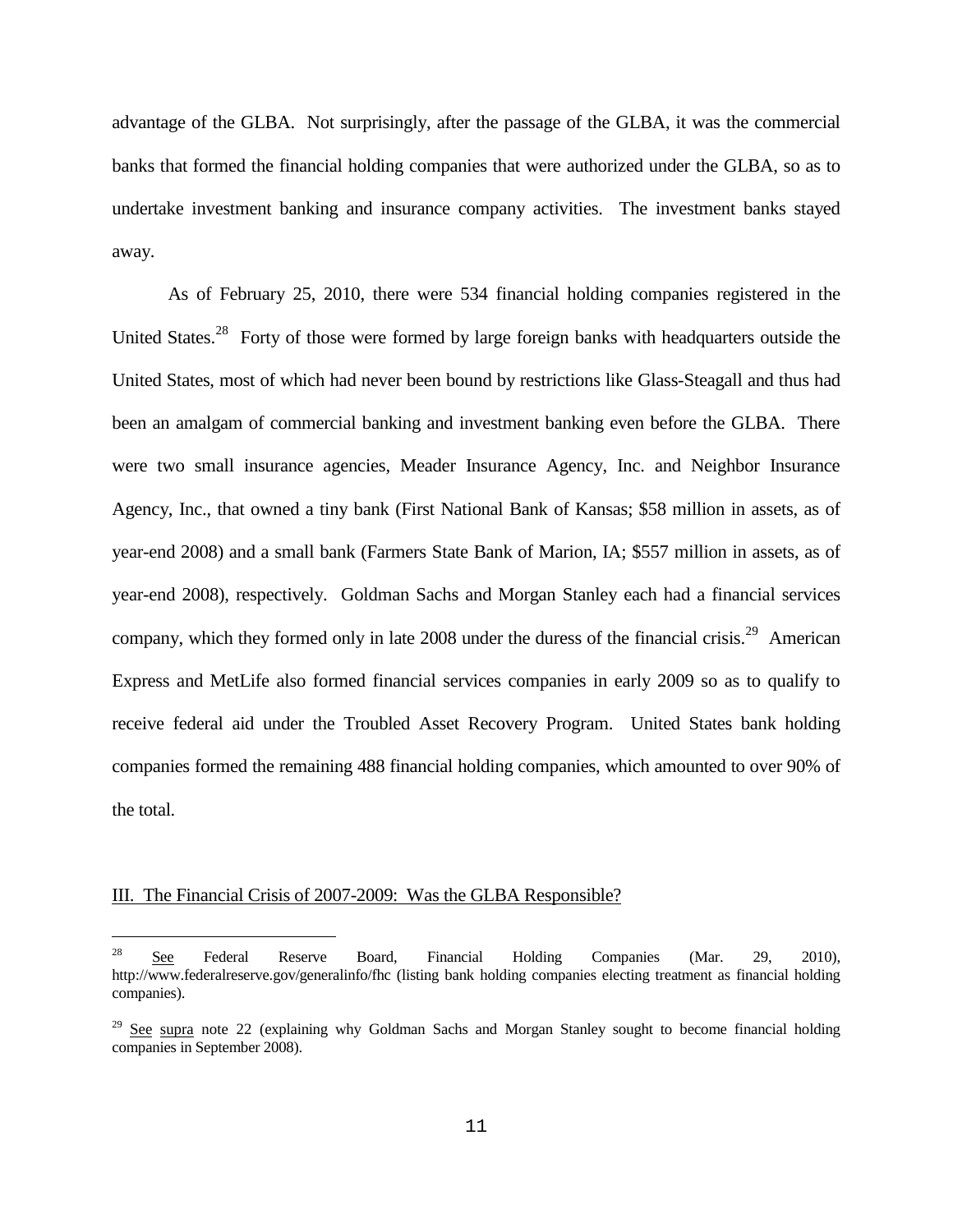advantage of the GLBA. Not surprisingly, after the passage of the GLBA, it was the commercial banks that formed the financial holding companies that were authorized under the GLBA, so as to undertake investment banking and insurance company activities. The investment banks stayed away.

As of February 25, 2010, there were 534 financial holding companies registered in the United States.[28] Forty of those were formed by large foreign banks with headquarters outside the United States, most of which had never been bound by restrictions like Glass-Steagall and thus had been an amalgam of commercial banking and investment banking even before the GLBA. There were two small insurance agencies, Meader Insurance Agency, Inc. and Neighbor Insurance Agency, Inc., that owned a tiny bank (First National Bank of Kansas; $58 million in assets, as of year-end 2008) and a small bank (Farmers State Bank of Marion, IA; $557 million in assets, as of year-end 2008), respectively. Goldman Sachs and Morgan Stanley each had a financial services company, which they formed only in late 2008 under the duress of the financial crisis.[29] American Express and MetLife also formed financial services companies in early 2009 so as to qualify to receive federal aid under the Troubled Asset Recovery Program. United States bank holding companies formed the remaining 488 financial holding companies, which amounted to over 90% of the total.

## III. The Financial Crisis of 2007-2009: Was the GLBA Responsible?

---

[28] See Federal Reserve Board, Financial Holding Companies (Mar. 29, 2010), http://www.federalreserve.gov/generalinfo/fhc (listing bank holding companies electing treatment as financial holding companies).

[29] See supra note 22 (explaining why Goldman Sachs and Morgan Stanley sought to become financial holding companies in September 2008).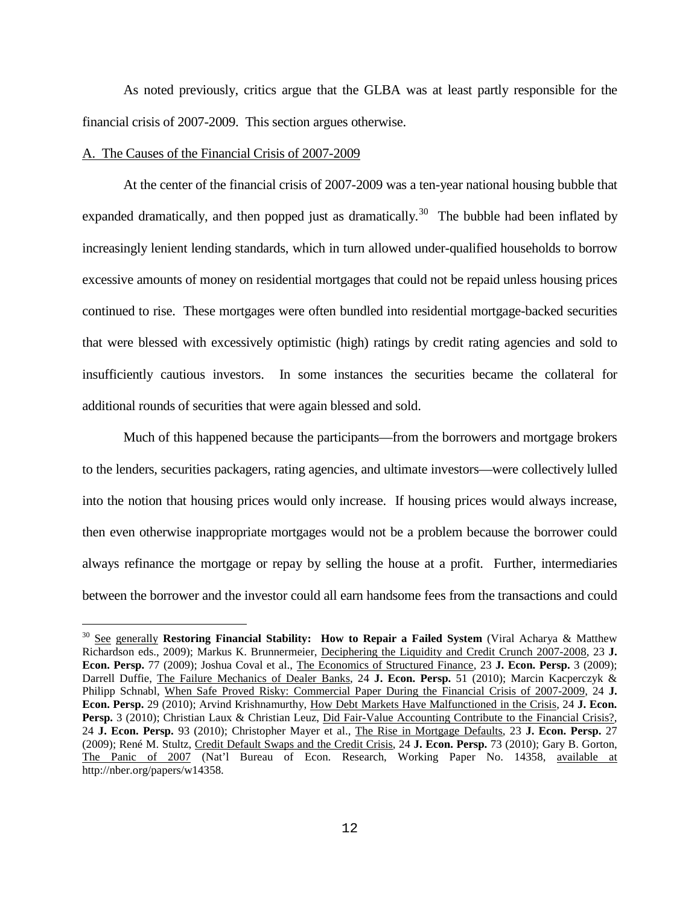As noted previously, critics argue that the GLBA was at least partly responsible for the financial crisis of 2007-2009. This section argues otherwise.

A. The Causes of the Financial Crisis of 2007-2009

At the center of the financial crisis of 2007-2009 was a ten-year national housing bubble that expanded dramatically, and then popped just as dramatically.[30] The bubble had been inflated by increasingly lenient lending standards, which in turn allowed under-qualified households to borrow excessive amounts of money on residential mortgages that could not be repaid unless housing prices continued to rise. These mortgages were often bundled into residential mortgage-backed securities that were blessed with excessively optimistic (high) ratings by credit rating agencies and sold to insufficiently cautious investors. In some instances the securities became the collateral for additional rounds of securities that were again blessed and sold.

Much of this happened because the participants—from the borrowers and mortgage brokers to the lenders, securities packagers, rating agencies, and ultimate investors—were collectively lulled into the notion that housing prices would only increase. If housing prices would always increase, then even otherwise inappropriate mortgages would not be a problem because the borrower could always refinance the mortgage or repay by selling the house at a profit. Further, intermediaries between the borrower and the investor could all earn handsome fees from the transactions and could

---

[30] See generally **Restoring Financial Stability: How to Repair a Failed System** (Viral Acharya & Matthew Richardson eds., 2009); Markus K. Brunnermeier, Deciphering the Liquidity and Credit Crunch 2007-2008, 23 **J. Econ. Persp.** 77 (2009); Joshua Coval et al., The Economics of Structured Finance, 23 **J. Econ. Persp.** 3 (2009); Darrell Duffie, The Failure Mechanics of Dealer Banks, 24 **J. Econ. Persp.** 51 (2010); Marcin Kacperczyk & Philipp Schnabl, When Safe Proved Risky: Commercial Paper During the Financial Crisis of 2007-2009, 24 **J. Econ. Persp.** 29 (2010); Arvind Krishnamurthy, How Debt Markets Have Malfunctioned in the Crisis, 24 **J. Econ. Persp.** 3 (2010); Christian Laux & Christian Leuz, Did Fair-Value Accounting Contribute to the Financial Crisis?, 24 **J. Econ. Persp.** 93 (2010); Christopher Mayer et al., The Rise in Mortgage Defaults, 23 **J. Econ. Persp.** 27 (2009); René M. Stultz, Credit Default Swaps and the Credit Crisis, 24 **J. Econ. Persp.** 73 (2010); Gary B. Gorton, The Panic of 2007 (Nat'l Bureau of Econ. Research, Working Paper No. 14358, available at http://nber.org/papers/w14358.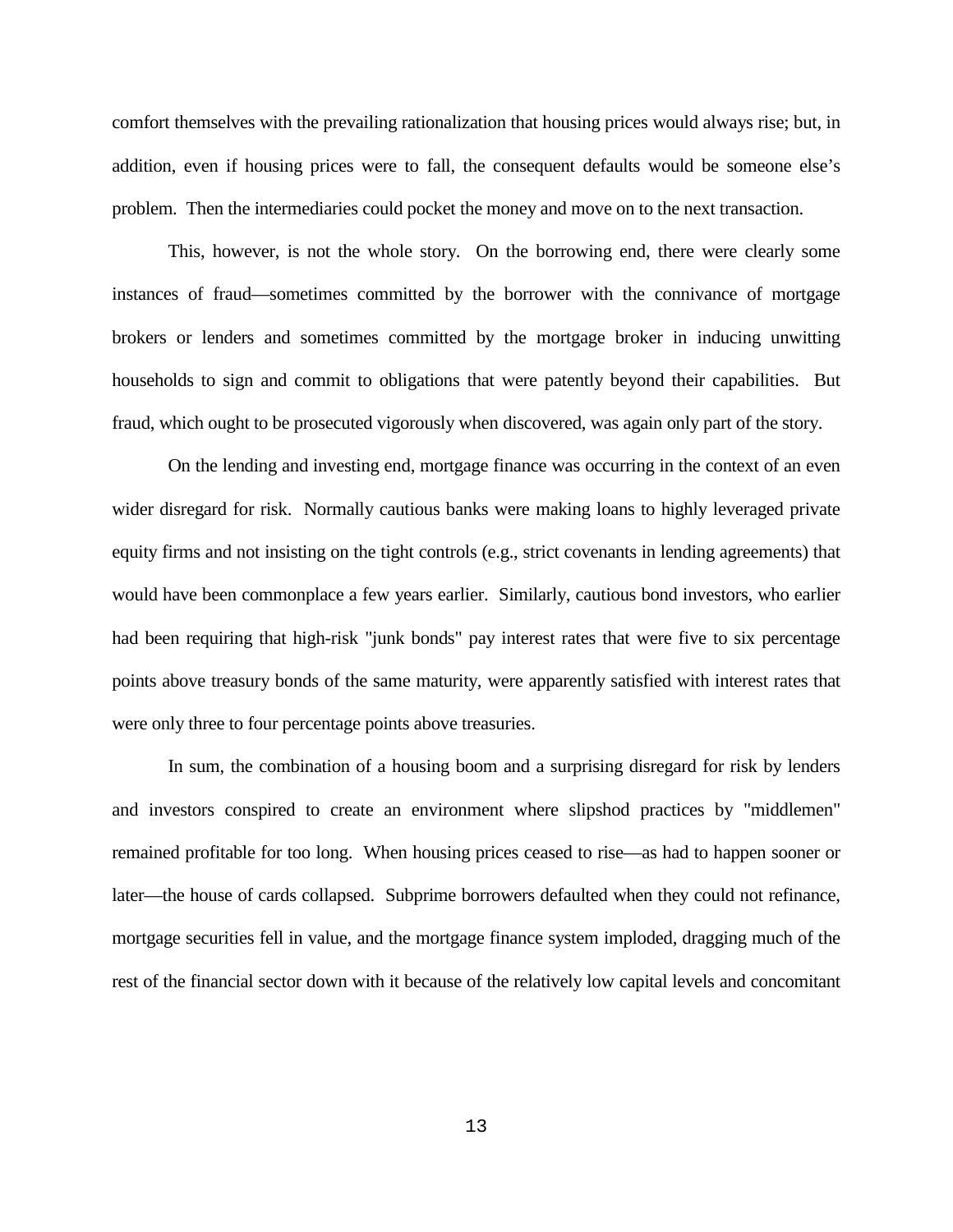comfort themselves with the prevailing rationalization that housing prices would always rise; but, in addition, even if housing prices were to fall, the consequent defaults would be someone else's problem. Then the intermediaries could pocket the money and move on to the next transaction.

This, however, is not the whole story. On the borrowing end, there were clearly some instances of fraud—sometimes committed by the borrower with the connivance of mortgage brokers or lenders and sometimes committed by the mortgage broker in inducing unwitting households to sign and commit to obligations that were patently beyond their capabilities. But fraud, which ought to be prosecuted vigorously when discovered, was again only part of the story.

On the lending and investing end, mortgage finance was occurring in the context of an even wider disregard for risk. Normally cautious banks were making loans to highly leveraged private equity firms and not insisting on the tight controls (e.g., strict covenants in lending agreements) that would have been commonplace a few years earlier. Similarly, cautious bond investors, who earlier had been requiring that high-risk "junk bonds" pay interest rates that were five to six percentage points above treasury bonds of the same maturity, were apparently satisfied with interest rates that were only three to four percentage points above treasuries.

In sum, the combination of a housing boom and a surprising disregard for risk by lenders and investors conspired to create an environment where slipshod practices by "middlemen" remained profitable for too long. When housing prices ceased to rise—as had to happen sooner or later—the house of cards collapsed. Subprime borrowers defaulted when they could not refinance, mortgage securities fell in value, and the mortgage finance system imploded, dragging much of the rest of the financial sector down with it because of the relatively low capital levels and concomitant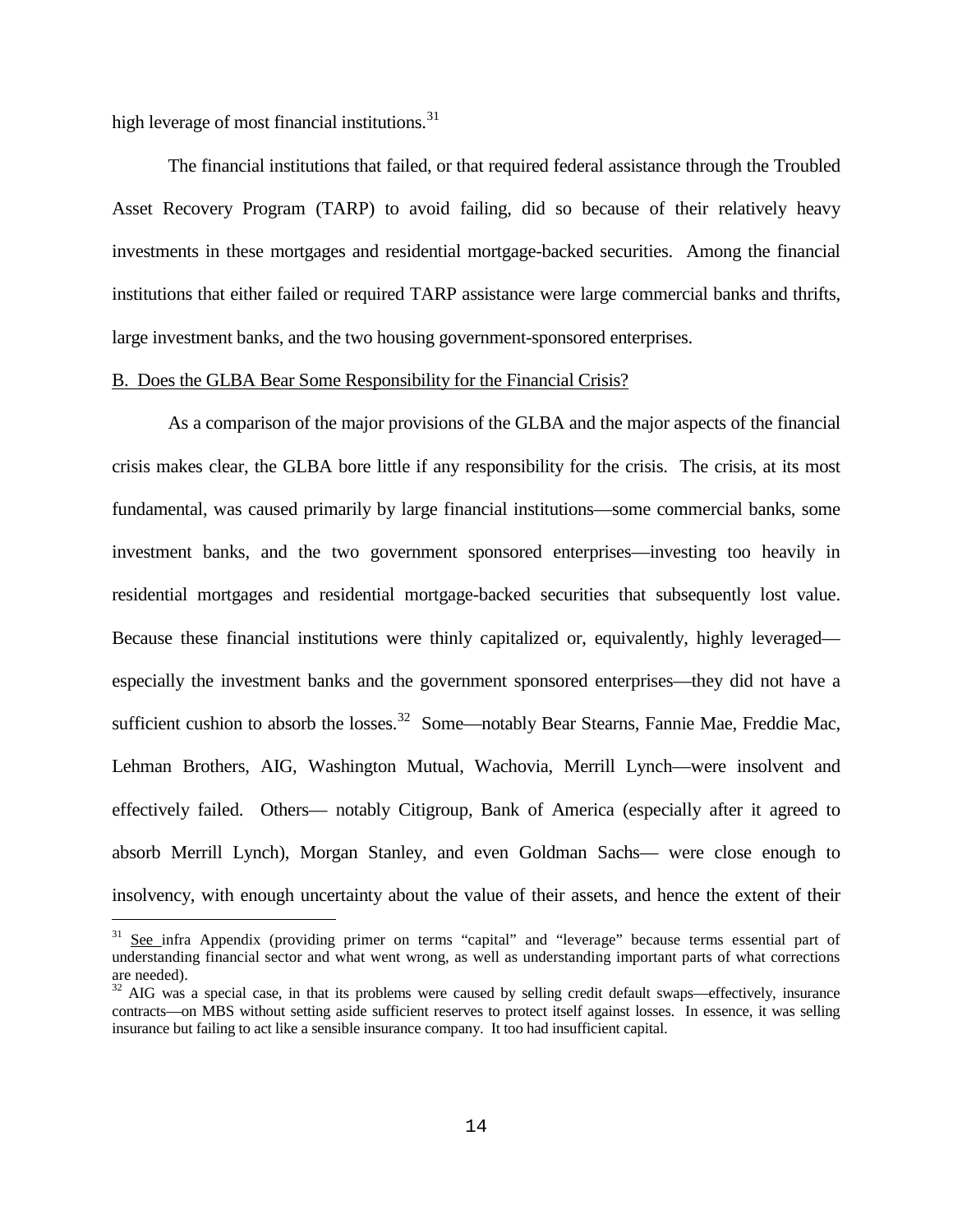high leverage of most financial institutions.[31]

The financial institutions that failed, or that required federal assistance through the Troubled Asset Recovery Program (TARP) to avoid failing, did so because of their relatively heavy investments in these mortgages and residential mortgage-backed securities. Among the financial institutions that either failed or required TARP assistance were large commercial banks and thrifts, large investment banks, and the two housing government-sponsored enterprises.

B. Does the GLBA Bear Some Responsibility for the Financial Crisis?

As a comparison of the major provisions of the GLBA and the major aspects of the financial crisis makes clear, the GLBA bore little if any responsibility for the crisis. The crisis, at its most fundamental, was caused primarily by large financial institutions—some commercial banks, some investment banks, and the two government sponsored enterprises—investing too heavily in residential mortgages and residential mortgage-backed securities that subsequently lost value. Because these financial institutions were thinly capitalized or, equivalently, highly leveraged—especially the investment banks and the government sponsored enterprises—they did not have a sufficient cushion to absorb the losses.[32] Some—notably Bear Stearns, Fannie Mae, Freddie Mac, Lehman Brothers, AIG, Washington Mutual, Wachovia, Merrill Lynch—were insolvent and effectively failed. Others— notably Citigroup, Bank of America (especially after it agreed to absorb Merrill Lynch), Morgan Stanley, and even Goldman Sachs— were close enough to insolvency, with enough uncertainty about the value of their assets, and hence the extent of their

[31] See infra Appendix (providing primer on terms "capital" and "leverage" because terms essential part of understanding financial sector and what went wrong, as well as understanding important parts of what corrections are needed).

[32] AIG was a special case, in that its problems were caused by selling credit default swaps—effectively, insurance contracts—on MBS without setting aside sufficient reserves to protect itself against losses. In essence, it was selling insurance but failing to act like a sensible insurance company. It too had insufficient capital.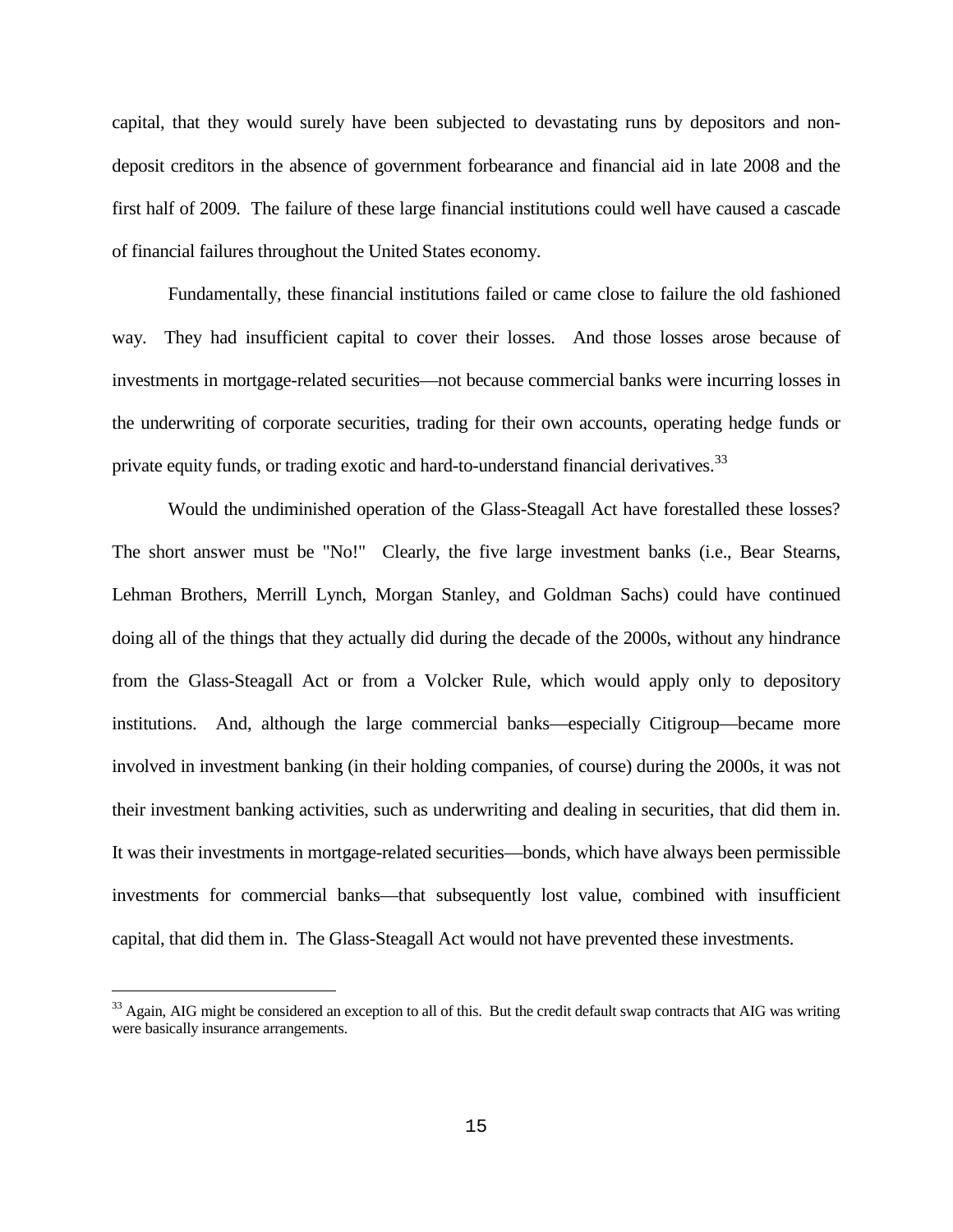capital, that they would surely have been subjected to devastating runs by depositors and non-deposit creditors in the absence of government forbearance and financial aid in late 2008 and the first half of 2009. The failure of these large financial institutions could well have caused a cascade of financial failures throughout the United States economy.

Fundamentally, these financial institutions failed or came close to failure the old fashioned way. They had insufficient capital to cover their losses. And those losses arose because of investments in mortgage-related securities—not because commercial banks were incurring losses in the underwriting of corporate securities, trading for their own accounts, operating hedge funds or private equity funds, or trading exotic and hard-to-understand financial derivatives.[33]

Would the undiminished operation of the Glass-Steagall Act have forestalled these losses? The short answer must be "No!" Clearly, the five large investment banks (i.e., Bear Stearns, Lehman Brothers, Merrill Lynch, Morgan Stanley, and Goldman Sachs) could have continued doing all of the things that they actually did during the decade of the 2000s, without any hindrance from the Glass-Steagall Act or from a Volcker Rule, which would apply only to depository institutions. And, although the large commercial banks—especially Citigroup—became more involved in investment banking (in their holding companies, of course) during the 2000s, it was not their investment banking activities, such as underwriting and dealing in securities, that did them in. It was their investments in mortgage-related securities—bonds, which have always been permissible investments for commercial banks—that subsequently lost value, combined with insufficient capital, that did them in. The Glass-Steagall Act would not have prevented these investments.

---

[33] Again, AIG might be considered an exception to all of this. But the credit default swap contracts that AIG was writing were basically insurance arrangements.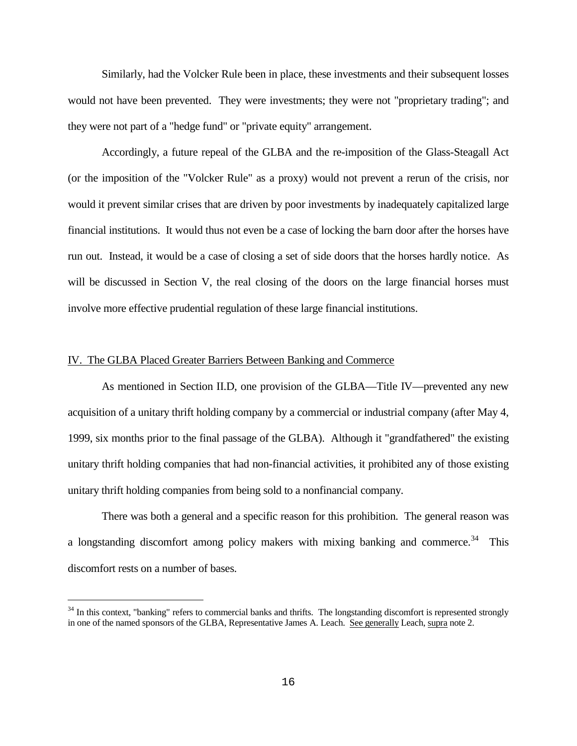Similarly, had the Volcker Rule been in place, these investments and their subsequent losses would not have been prevented. They were investments; they were not "proprietary trading"; and they were not part of a "hedge fund" or "private equity" arrangement.

Accordingly, a future repeal of the GLBA and the re-imposition of the Glass-Steagall Act (or the imposition of the "Volcker Rule" as a proxy) would not prevent a rerun of the crisis, nor would it prevent similar crises that are driven by poor investments by inadequately capitalized large financial institutions. It would thus not even be a case of locking the barn door after the horses have run out. Instead, it would be a case of closing a set of side doors that the horses hardly notice. As will be discussed in Section V, the real closing of the doors on the large financial horses must involve more effective prudential regulation of these large financial institutions.

## IV. The GLBA Placed Greater Barriers Between Banking and Commerce

As mentioned in Section II.D, one provision of the GLBA—Title IV—prevented any new acquisition of a unitary thrift holding company by a commercial or industrial company (after May 4, 1999, six months prior to the final passage of the GLBA). Although it "grandfathered" the existing unitary thrift holding companies that had non-financial activities, it prohibited any of those existing unitary thrift holding companies from being sold to a nonfinancial company.

There was both a general and a specific reason for this prohibition. The general reason was a longstanding discomfort among policy makers with mixing banking and commerce.[34] This discomfort rests on a number of bases.

[34] In this context, "banking" refers to commercial banks and thrifts. The longstanding discomfort is represented strongly in one of the named sponsors of the GLBA, Representative James A. Leach. See generally Leach, supra note 2.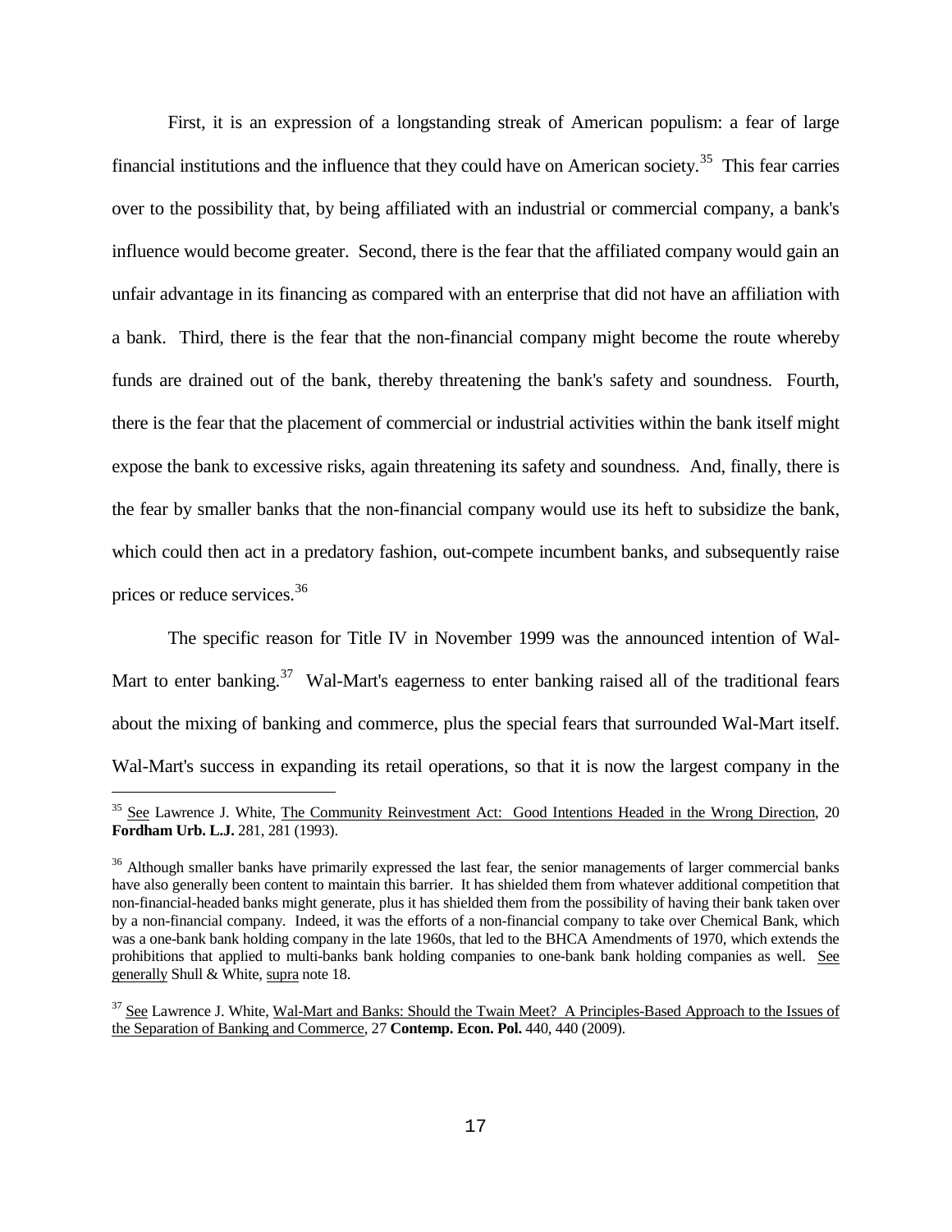First, it is an expression of a longstanding streak of American populism: a fear of large financial institutions and the influence that they could have on American society.[35] This fear carries over to the possibility that, by being affiliated with an industrial or commercial company, a bank's influence would become greater. Second, there is the fear that the affiliated company would gain an unfair advantage in its financing as compared with an enterprise that did not have an affiliation with a bank. Third, there is the fear that the non-financial company might become the route whereby funds are drained out of the bank, thereby threatening the bank's safety and soundness. Fourth, there is the fear that the placement of commercial or industrial activities within the bank itself might expose the bank to excessive risks, again threatening its safety and soundness. And, finally, there is the fear by smaller banks that the non-financial company would use its heft to subsidize the bank, which could then act in a predatory fashion, out-compete incumbent banks, and subsequently raise prices or reduce services.[36]

The specific reason for Title IV in November 1999 was the announced intention of Wal-Mart to enter banking.[37] Wal-Mart's eagerness to enter banking raised all of the traditional fears about the mixing of banking and commerce, plus the special fears that surrounded Wal-Mart itself. Wal-Mart's success in expanding its retail operations, so that it is now the largest company in the

---

[35] See Lawrence J. White, The Community Reinvestment Act: Good Intentions Headed in the Wrong Direction, 20 **Fordham Urb. L.J.** 281, 281 (1993).

[36] Although smaller banks have primarily expressed the last fear, the senior managements of larger commercial banks have also generally been content to maintain this barrier. It has shielded them from whatever additional competition that non-financial-headed banks might generate, plus it has shielded them from the possibility of having their bank taken over by a non-financial company. Indeed, it was the efforts of a non-financial company to take over Chemical Bank, which was a one-bank bank holding company in the late 1960s, that led to the BHCA Amendments of 1970, which extends the prohibitions that applied to multi-banks bank holding companies to one-bank bank holding companies as well. See generally Shull & White, supra note 18.

[37] See Lawrence J. White, Wal-Mart and Banks: Should the Twain Meet? A Principles-Based Approach to the Issues of the Separation of Banking and Commerce, 27 **Contemp. Econ. Pol.** 440, 440 (2009).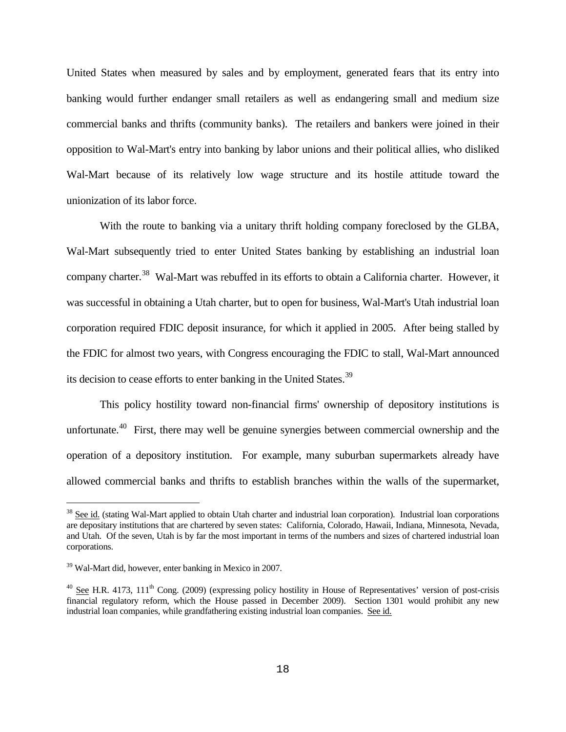United States when measured by sales and by employment, generated fears that its entry into banking would further endanger small retailers as well as endangering small and medium size commercial banks and thrifts (community banks). The retailers and bankers were joined in their opposition to Wal-Mart's entry into banking by labor unions and their political allies, who disliked Wal-Mart because of its relatively low wage structure and its hostile attitude toward the unionization of its labor force.

With the route to banking via a unitary thrift holding company foreclosed by the GLBA, Wal-Mart subsequently tried to enter United States banking by establishing an industrial loan company charter.[38] Wal-Mart was rebuffed in its efforts to obtain a California charter. However, it was successful in obtaining a Utah charter, but to open for business, Wal-Mart's Utah industrial loan corporation required FDIC deposit insurance, for which it applied in 2005. After being stalled by the FDIC for almost two years, with Congress encouraging the FDIC to stall, Wal-Mart announced its decision to cease efforts to enter banking in the United States.[39]

This policy hostility toward non-financial firms' ownership of depository institutions is unfortunate.[40] First, there may well be genuine synergies between commercial ownership and the operation of a depository institution. For example, many suburban supermarkets already have allowed commercial banks and thrifts to establish branches within the walls of the supermarket,

---

[38] See id. (stating Wal-Mart applied to obtain Utah charter and industrial loan corporation). Industrial loan corporations are depositary institutions that are chartered by seven states: California, Colorado, Hawaii, Indiana, Minnesota, Nevada, and Utah. Of the seven, Utah is by far the most important in terms of the numbers and sizes of chartered industrial loan corporations.

[39] Wal-Mart did, however, enter banking in Mexico in 2007.

[40] See H.R. 4173, 111th Cong. (2009) (expressing policy hostility in House of Representatives' version of post-crisis financial regulatory reform, which the House passed in December 2009). Section 1301 would prohibit any new industrial loan companies, while grandfathering existing industrial loan companies. See id.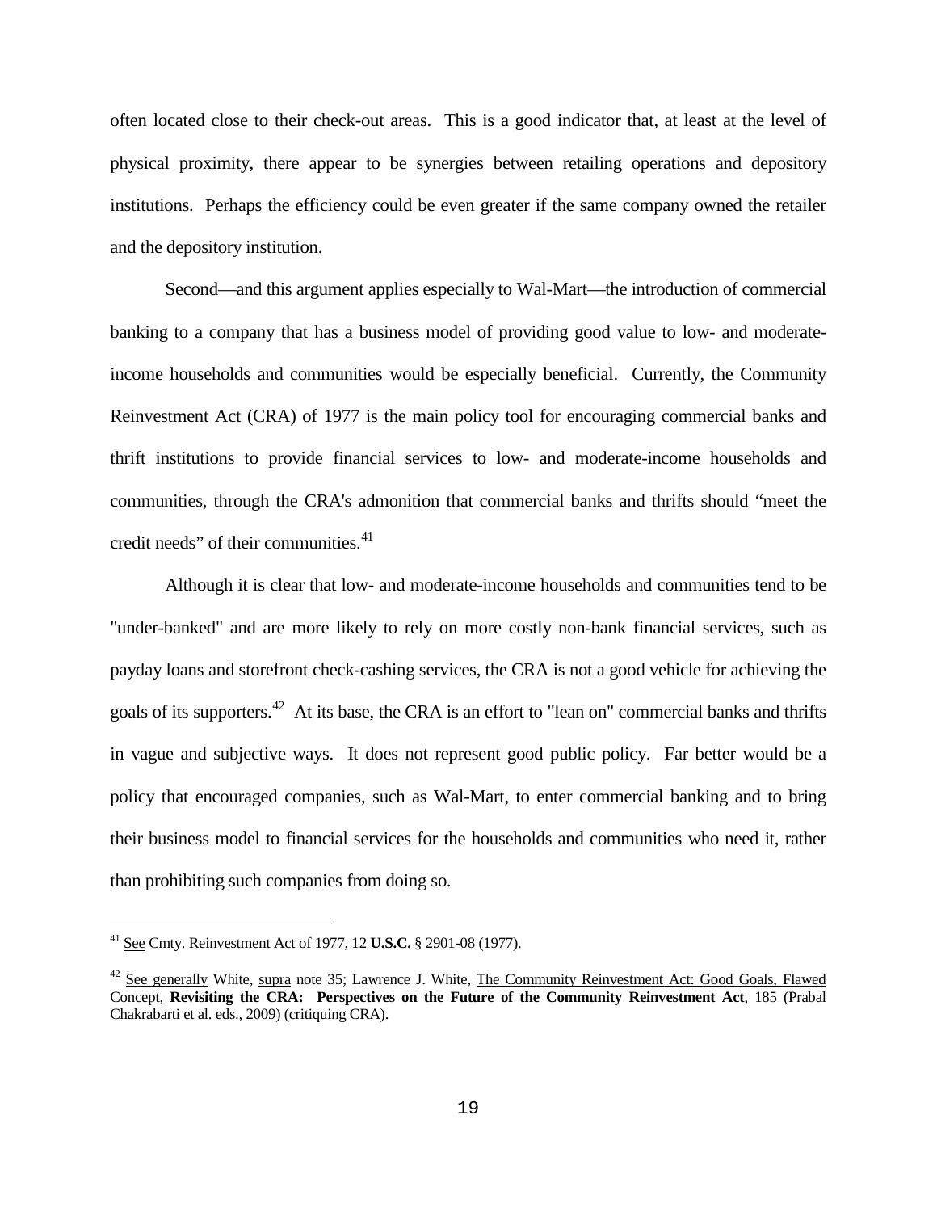often located close to their check-out areas. This is a good indicator that, at least at the level of physical proximity, there appear to be synergies between retailing operations and depository institutions. Perhaps the efficiency could be even greater if the same company owned the retailer and the depository institution.

Second—and this argument applies especially to Wal-Mart—the introduction of commercial banking to a company that has a business model of providing good value to low- and moderate-income households and communities would be especially beneficial. Currently, the Community Reinvestment Act (CRA) of 1977 is the main policy tool for encouraging commercial banks and thrift institutions to provide financial services to low- and moderate-income households and communities, through the CRA's admonition that commercial banks and thrifts should "meet the credit needs" of their communities.[41]

Although it is clear that low- and moderate-income households and communities tend to be "under-banked" and are more likely to rely on more costly non-bank financial services, such as payday loans and storefront check-cashing services, the CRA is not a good vehicle for achieving the goals of its supporters.[42] At its base, the CRA is an effort to "lean on" commercial banks and thrifts in vague and subjective ways. It does not represent good public policy. Far better would be a policy that encouraged companies, such as Wal-Mart, to enter commercial banking and to bring their business model to financial services for the households and communities who need it, rather than prohibiting such companies from doing so.

---

[41] See Cmty. Reinvestment Act of 1977, 12 **U.S.C.** § 2901-08 (1977).

[42] See generally White, supra note 35; Lawrence J. White, The Community Reinvestment Act: Good Goals, Flawed Concept, **Revisiting the CRA: Perspectives on the Future of the Community Reinvestment Act**, 185 (Prabal Chakrabarti et al. eds., 2009) (critiquing CRA).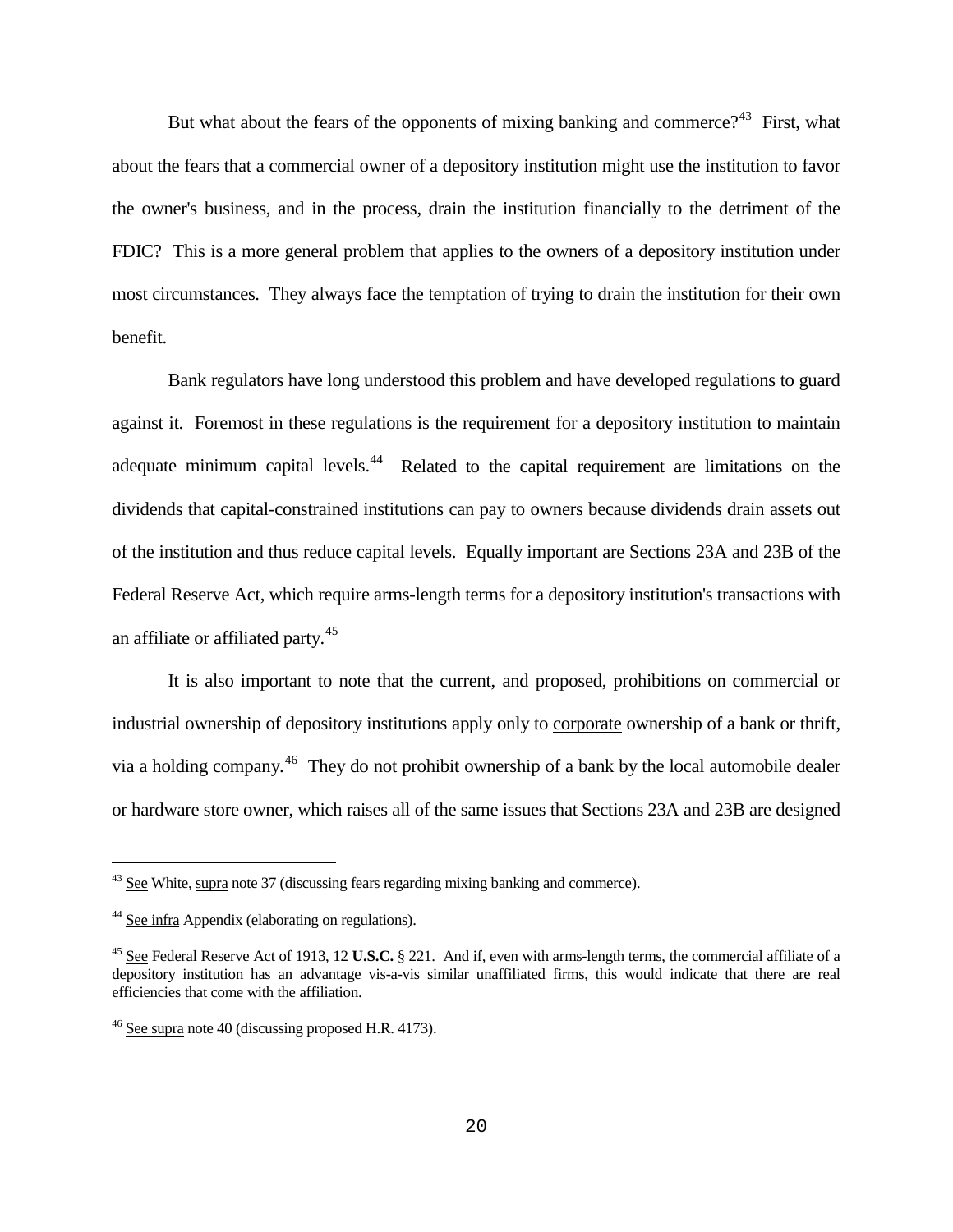But what about the fears of the opponents of mixing banking and commerce?[43] First, what about the fears that a commercial owner of a depository institution might use the institution to favor the owner's business, and in the process, drain the institution financially to the detriment of the FDIC? This is a more general problem that applies to the owners of a depository institution under most circumstances. They always face the temptation of trying to drain the institution for their own benefit.

Bank regulators have long understood this problem and have developed regulations to guard against it. Foremost in these regulations is the requirement for a depository institution to maintain adequate minimum capital levels.[44] Related to the capital requirement are limitations on the dividends that capital-constrained institutions can pay to owners because dividends drain assets out of the institution and thus reduce capital levels. Equally important are Sections 23A and 23B of the Federal Reserve Act, which require arms-length terms for a depository institution's transactions with an affiliate or affiliated party.[45]

It is also important to note that the current, and proposed, prohibitions on commercial or industrial ownership of depository institutions apply only to corporate ownership of a bank or thrift, via a holding company.[46] They do not prohibit ownership of a bank by the local automobile dealer or hardware store owner, which raises all of the same issues that Sections 23A and 23B are designed

---

[43] See White, supra note 37 (discussing fears regarding mixing banking and commerce).

[44] See infra Appendix (elaborating on regulations).

[45] See Federal Reserve Act of 1913, 12 **U.S.C.** § 221. And if, even with arms-length terms, the commercial affiliate of a depository institution has an advantage vis-a-vis similar unaffiliated firms, this would indicate that there are real efficiencies that come with the affiliation.

[46] See supra note 40 (discussing proposed H.R. 4173).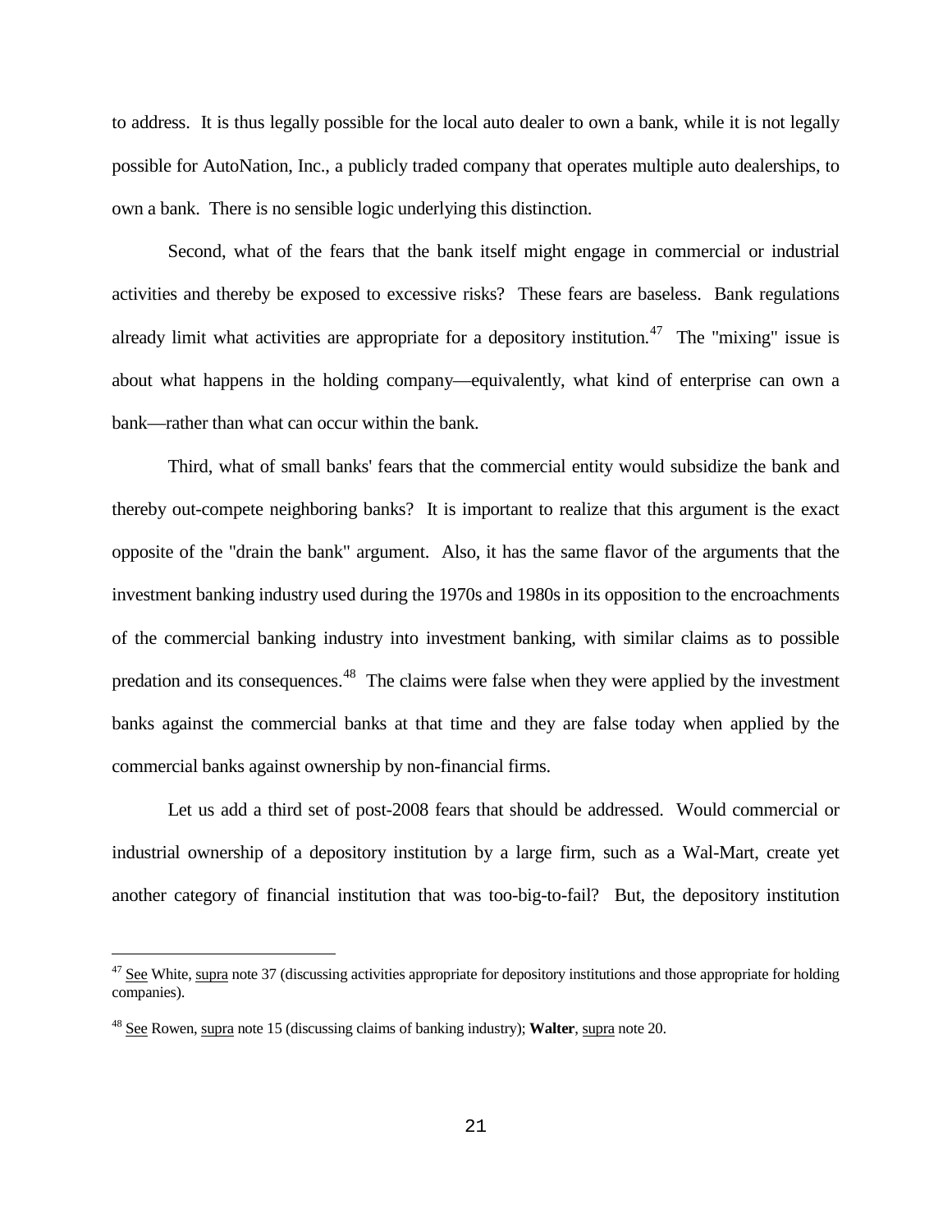to address. It is thus legally possible for the local auto dealer to own a bank, while it is not legally possible for AutoNation, Inc., a publicly traded company that operates multiple auto dealerships, to own a bank. There is no sensible logic underlying this distinction.

Second, what of the fears that the bank itself might engage in commercial or industrial activities and thereby be exposed to excessive risks? These fears are baseless. Bank regulations already limit what activities are appropriate for a depository institution.[47] The "mixing" issue is about what happens in the holding company—equivalently, what kind of enterprise can own a bank—rather than what can occur within the bank.

Third, what of small banks' fears that the commercial entity would subsidize the bank and thereby out-compete neighboring banks? It is important to realize that this argument is the exact opposite of the "drain the bank" argument. Also, it has the same flavor of the arguments that the investment banking industry used during the 1970s and 1980s in its opposition to the encroachments of the commercial banking industry into investment banking, with similar claims as to possible predation and its consequences.[48] The claims were false when they were applied by the investment banks against the commercial banks at that time and they are false today when applied by the commercial banks against ownership by non-financial firms.

Let us add a third set of post-2008 fears that should be addressed. Would commercial or industrial ownership of a depository institution by a large firm, such as a Wal-Mart, create yet another category of financial institution that was too-big-to-fail? But, the depository institution

---

[47] See White, supra note 37 (discussing activities appropriate for depository institutions and those appropriate for holding companies).

[48] See Rowen, supra note 15 (discussing claims of banking industry); **Walter**, supra note 20.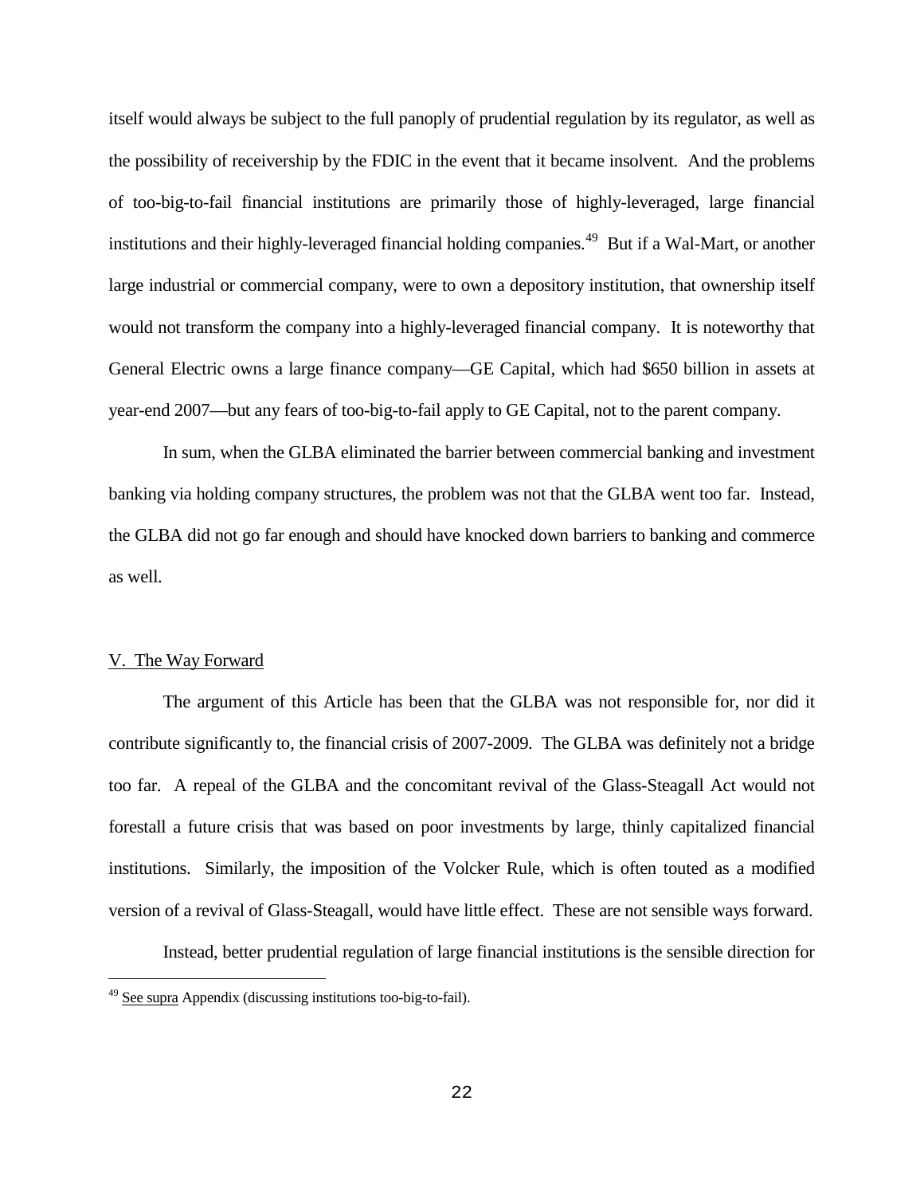itself would always be subject to the full panoply of prudential regulation by its regulator, as well as the possibility of receivership by the FDIC in the event that it became insolvent. And the problems of too-big-to-fail financial institutions are primarily those of highly-leveraged, large financial institutions and their highly-leveraged financial holding companies.[49] But if a Wal-Mart, or another large industrial or commercial company, were to own a depository institution, that ownership itself would not transform the company into a highly-leveraged financial company. It is noteworthy that General Electric owns a large finance company—GE Capital, which had $650 billion in assets at year-end 2007—but any fears of too-big-to-fail apply to GE Capital, not to the parent company.

In sum, when the GLBA eliminated the barrier between commercial banking and investment banking via holding company structures, the problem was not that the GLBA went too far. Instead, the GLBA did not go far enough and should have knocked down barriers to banking and commerce as well.

## V. The Way Forward

The argument of this Article has been that the GLBA was not responsible for, nor did it contribute significantly to, the financial crisis of 2007-2009. The GLBA was definitely not a bridge too far. A repeal of the GLBA and the concomitant revival of the Glass-Steagall Act would not forestall a future crisis that was based on poor investments by large, thinly capitalized financial institutions. Similarly, the imposition of the Volcker Rule, which is often touted as a modified version of a revival of Glass-Steagall, would have little effect. These are not sensible ways forward.

Instead, better prudential regulation of large financial institutions is the sensible direction for

---

[49] See supra Appendix (discussing institutions too-big-to-fail).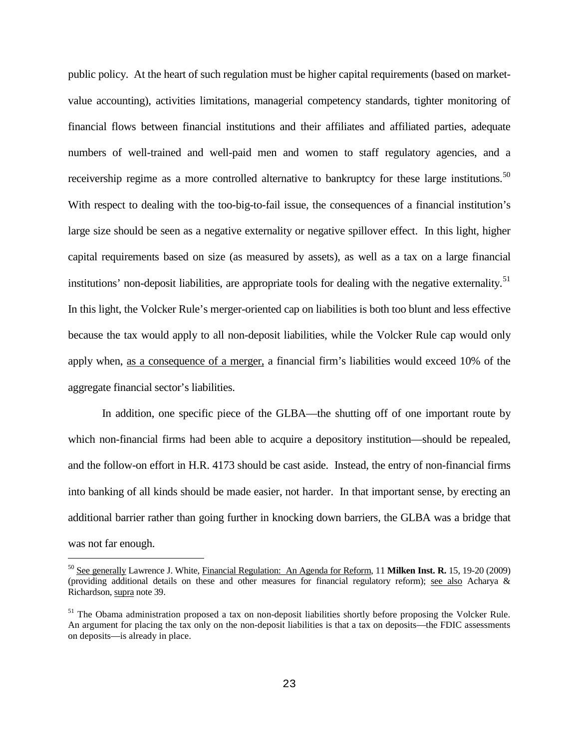public policy. At the heart of such regulation must be higher capital requirements (based on market-value accounting), activities limitations, managerial competency standards, tighter monitoring of financial flows between financial institutions and their affiliates and affiliated parties, adequate numbers of well-trained and well-paid men and women to staff regulatory agencies, and a receivership regime as a more controlled alternative to bankruptcy for these large institutions.[50] With respect to dealing with the too-big-to-fail issue, the consequences of a financial institution's large size should be seen as a negative externality or negative spillover effect. In this light, higher capital requirements based on size (as measured by assets), as well as a tax on a large financial institutions' non-deposit liabilities, are appropriate tools for dealing with the negative externality.[51] In this light, the Volcker Rule's merger-oriented cap on liabilities is both too blunt and less effective because the tax would apply to all non-deposit liabilities, while the Volcker Rule cap would only apply when, <u>as a consequence of a merger,</u> a financial firm's liabilities would exceed 10% of the aggregate financial sector's liabilities.

In addition, one specific piece of the GLBA—the shutting off of one important route by which non-financial firms had been able to acquire a depository institution—should be repealed, and the follow-on effort in H.R. 4173 should be cast aside. Instead, the entry of non-financial firms into banking of all kinds should be made easier, not harder. In that important sense, by erecting an additional barrier rather than going further in knocking down barriers, the GLBA was a bridge that was not far enough.

---

[50] <u>See generally</u> Lawrence J. White, <u>Financial Regulation: An Agenda for Reform</u>, 11 **Milken Inst. R.** 15, 19-20 (2009) (providing additional details on these and other measures for financial regulatory reform); <u>see also</u> Acharya & Richardson, <u>supra</u> note 39.

[51] The Obama administration proposed a tax on non-deposit liabilities shortly before proposing the Volcker Rule. An argument for placing the tax only on the non-deposit liabilities is that a tax on deposits—the FDIC assessments on deposits—is already in place.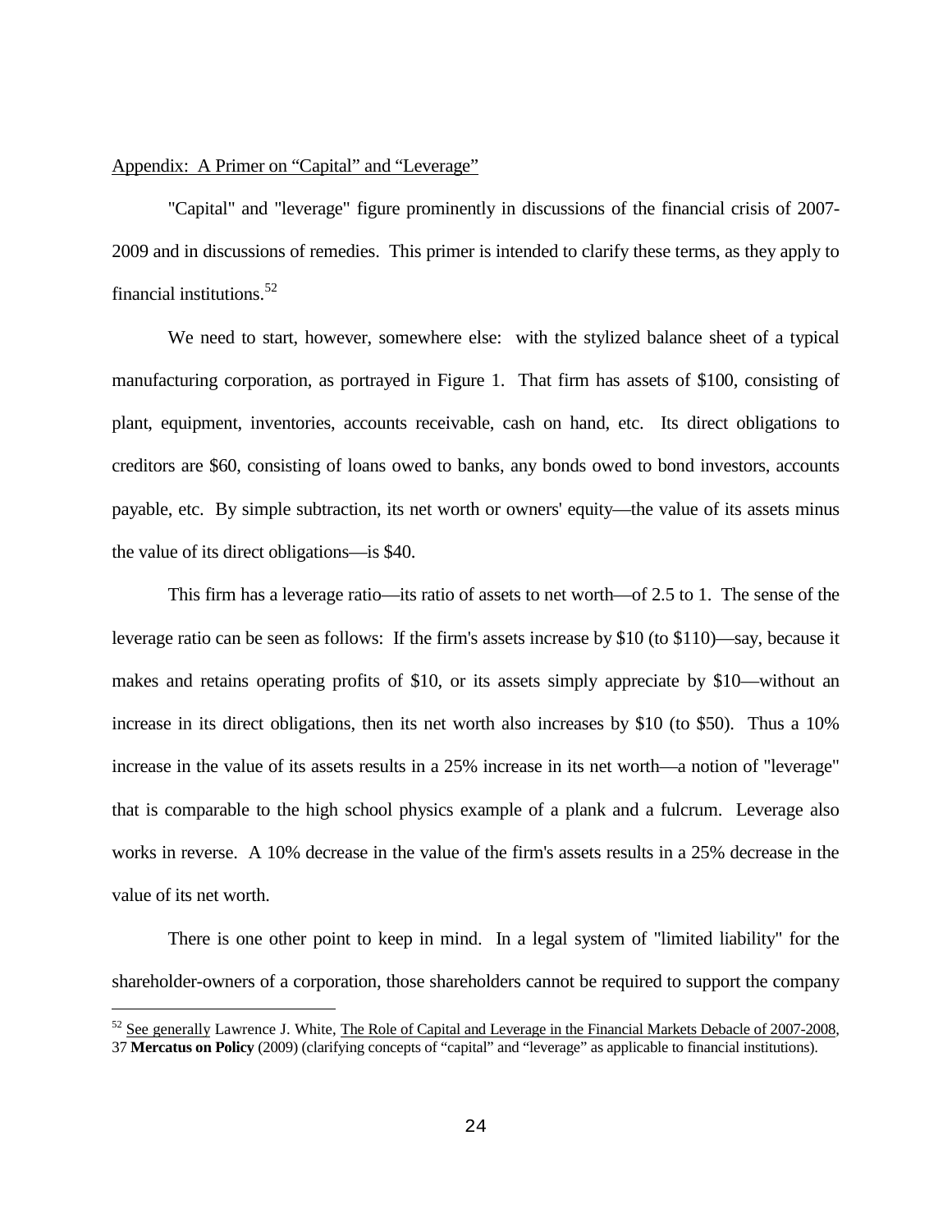Appendix: A Primer on "Capital" and "Leverage"

"Capital" and "leverage" figure prominently in discussions of the financial crisis of 2007-2009 and in discussions of remedies. This primer is intended to clarify these terms, as they apply to financial institutions.[52]

We need to start, however, somewhere else: with the stylized balance sheet of a typical manufacturing corporation, as portrayed in Figure 1. That firm has assets of $100, consisting of plant, equipment, inventories, accounts receivable, cash on hand, etc. Its direct obligations to creditors are $60, consisting of loans owed to banks, any bonds owed to bond investors, accounts payable, etc. By simple subtraction, its net worth or owners' equity—the value of its assets minus the value of its direct obligations—is $40.

This firm has a leverage ratio—its ratio of assets to net worth—of 2.5 to 1. The sense of the leverage ratio can be seen as follows: If the firm's assets increase by $10 (to $110)—say, because it makes and retains operating profits of $10, or its assets simply appreciate by $10—without an increase in its direct obligations, then its net worth also increases by $10 (to $50). Thus a 10% increase in the value of its assets results in a 25% increase in its net worth—a notion of "leverage" that is comparable to the high school physics example of a plank and a fulcrum. Leverage also works in reverse. A 10% decrease in the value of the firm's assets results in a 25% decrease in the value of its net worth.

There is one other point to keep in mind. In a legal system of "limited liability" for the shareholder-owners of a corporation, those shareholders cannot be required to support the company

---

[52] See generally Lawrence J. White, The Role of Capital and Leverage in the Financial Markets Debacle of 2007-2008, 37 **Mercatus on Policy** (2009) (clarifying concepts of "capital" and "leverage" as applicable to financial institutions).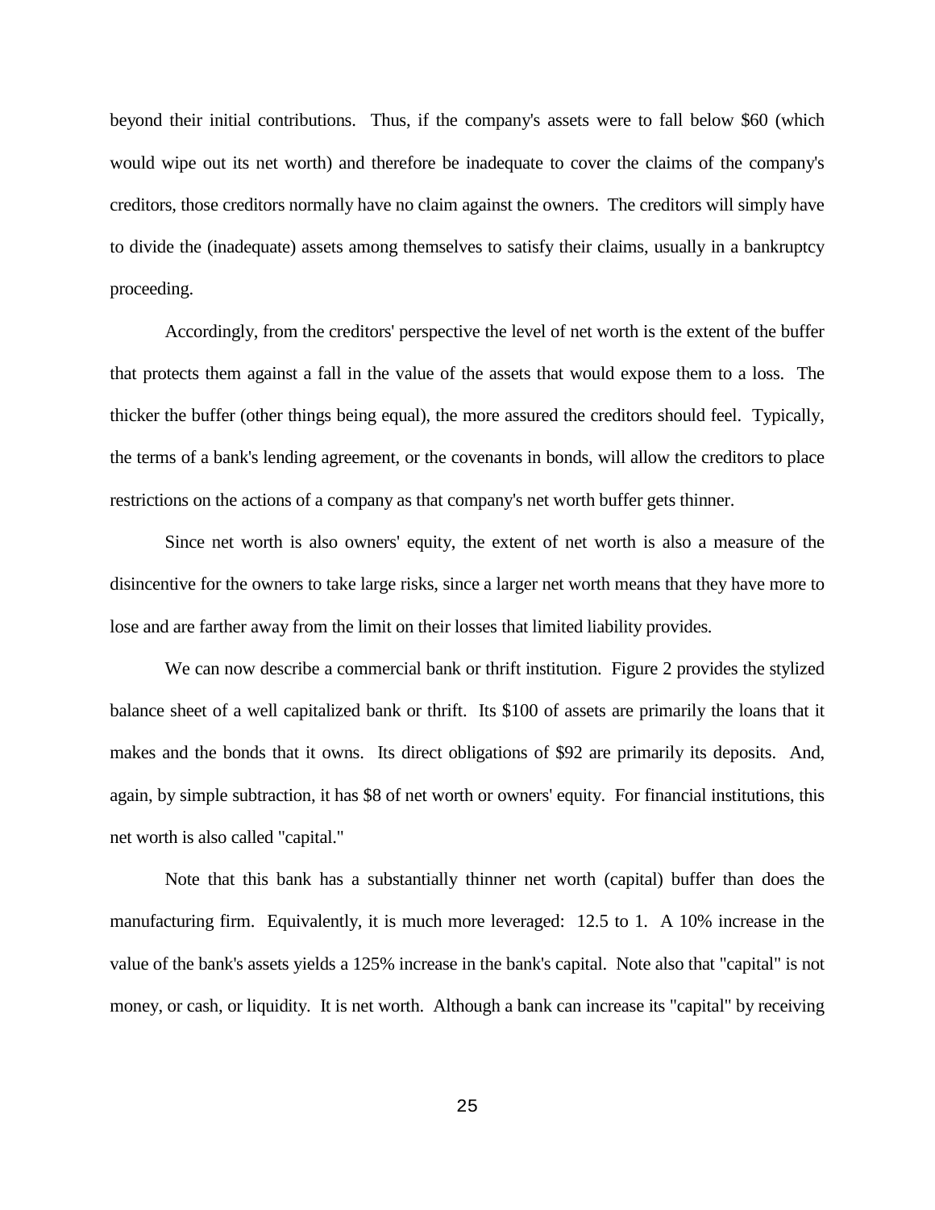beyond their initial contributions. Thus, if the company's assets were to fall below $60 (which would wipe out its net worth) and therefore be inadequate to cover the claims of the company's creditors, those creditors normally have no claim against the owners. The creditors will simply have to divide the (inadequate) assets among themselves to satisfy their claims, usually in a bankruptcy proceeding.

Accordingly, from the creditors' perspective the level of net worth is the extent of the buffer that protects them against a fall in the value of the assets that would expose them to a loss. The thicker the buffer (other things being equal), the more assured the creditors should feel. Typically, the terms of a bank's lending agreement, or the covenants in bonds, will allow the creditors to place restrictions on the actions of a company as that company's net worth buffer gets thinner.

Since net worth is also owners' equity, the extent of net worth is also a measure of the disincentive for the owners to take large risks, since a larger net worth means that they have more to lose and are farther away from the limit on their losses that limited liability provides.

We can now describe a commercial bank or thrift institution. Figure 2 provides the stylized balance sheet of a well capitalized bank or thrift. Its $100 of assets are primarily the loans that it makes and the bonds that it owns. Its direct obligations of $92 are primarily its deposits. And, again, by simple subtraction, it has $8 of net worth or owners' equity. For financial institutions, this net worth is also called "capital."

Note that this bank has a substantially thinner net worth (capital) buffer than does the manufacturing firm. Equivalently, it is much more leveraged: 12.5 to 1. A 10% increase in the value of the bank's assets yields a 125% increase in the bank's capital. Note also that "capital" is not money, or cash, or liquidity. It is net worth. Although a bank can increase its "capital" by receiving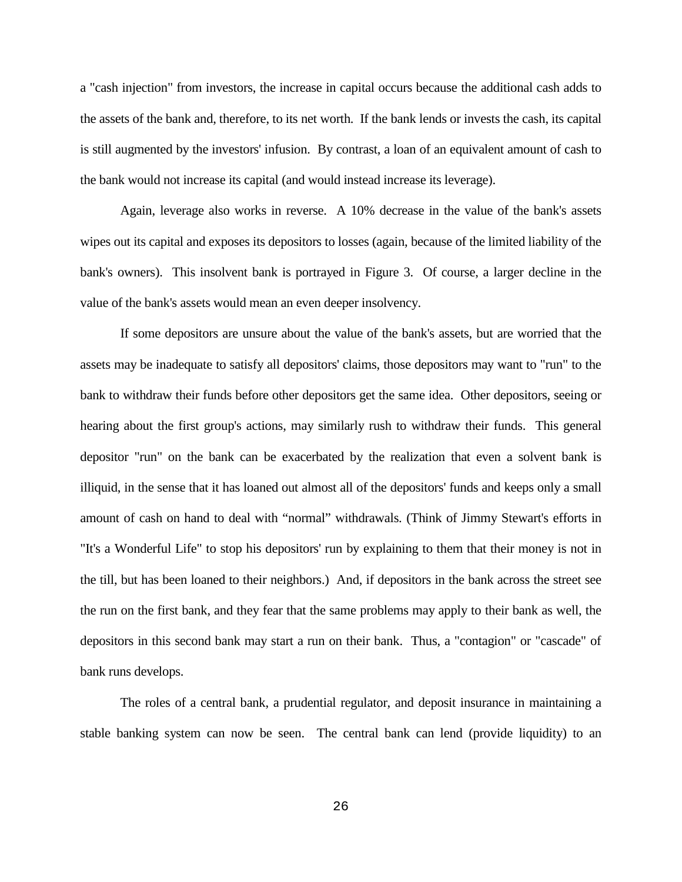a "cash injection" from investors, the increase in capital occurs because the additional cash adds to the assets of the bank and, therefore, to its net worth. If the bank lends or invests the cash, its capital is still augmented by the investors' infusion. By contrast, a loan of an equivalent amount of cash to the bank would not increase its capital (and would instead increase its leverage).

Again, leverage also works in reverse. A 10% decrease in the value of the bank's assets wipes out its capital and exposes its depositors to losses (again, because of the limited liability of the bank's owners). This insolvent bank is portrayed in Figure 3. Of course, a larger decline in the value of the bank's assets would mean an even deeper insolvency.

If some depositors are unsure about the value of the bank's assets, but are worried that the assets may be inadequate to satisfy all depositors' claims, those depositors may want to "run" to the bank to withdraw their funds before other depositors get the same idea. Other depositors, seeing or hearing about the first group's actions, may similarly rush to withdraw their funds. This general depositor "run" on the bank can be exacerbated by the realization that even a solvent bank is illiquid, in the sense that it has loaned out almost all of the depositors' funds and keeps only a small amount of cash on hand to deal with "normal" withdrawals. (Think of Jimmy Stewart's efforts in "It's a Wonderful Life" to stop his depositors' run by explaining to them that their money is not in the till, but has been loaned to their neighbors.) And, if depositors in the bank across the street see the run on the first bank, and they fear that the same problems may apply to their bank as well, the depositors in this second bank may start a run on their bank. Thus, a "contagion" or "cascade" of bank runs develops.

The roles of a central bank, a prudential regulator, and deposit insurance in maintaining a stable banking system can now be seen. The central bank can lend (provide liquidity) to an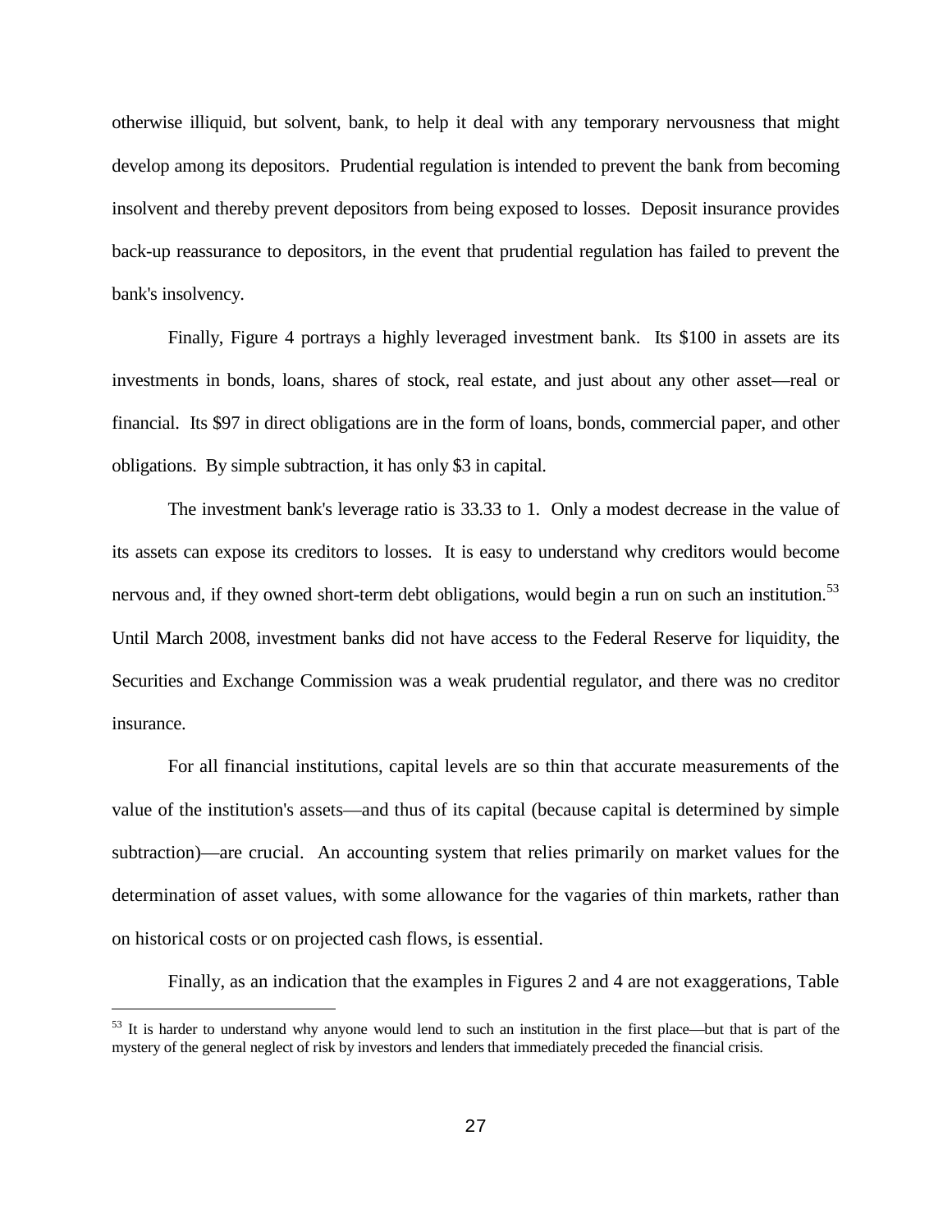otherwise illiquid, but solvent, bank, to help it deal with any temporary nervousness that might develop among its depositors. Prudential regulation is intended to prevent the bank from becoming insolvent and thereby prevent depositors from being exposed to losses. Deposit insurance provides back-up reassurance to depositors, in the event that prudential regulation has failed to prevent the bank's insolvency.

Finally, Figure 4 portrays a highly leveraged investment bank. Its $100 in assets are its investments in bonds, loans, shares of stock, real estate, and just about any other asset—real or financial. Its $97 in direct obligations are in the form of loans, bonds, commercial paper, and other obligations. By simple subtraction, it has only $3 in capital.

The investment bank's leverage ratio is 33.33 to 1. Only a modest decrease in the value of its assets can expose its creditors to losses. It is easy to understand why creditors would become nervous and, if they owned short-term debt obligations, would begin a run on such an institution.[53] Until March 2008, investment banks did not have access to the Federal Reserve for liquidity, the Securities and Exchange Commission was a weak prudential regulator, and there was no creditor insurance.

For all financial institutions, capital levels are so thin that accurate measurements of the value of the institution's assets—and thus of its capital (because capital is determined by simple subtraction)—are crucial. An accounting system that relies primarily on market values for the determination of asset values, with some allowance for the vagaries of thin markets, rather than on historical costs or on projected cash flows, is essential.

Finally, as an indication that the examples in Figures 2 and 4 are not exaggerations, Table

[53] It is harder to understand why anyone would lend to such an institution in the first place—but that is part of the mystery of the general neglect of risk by investors and lenders that immediately preceded the financial crisis.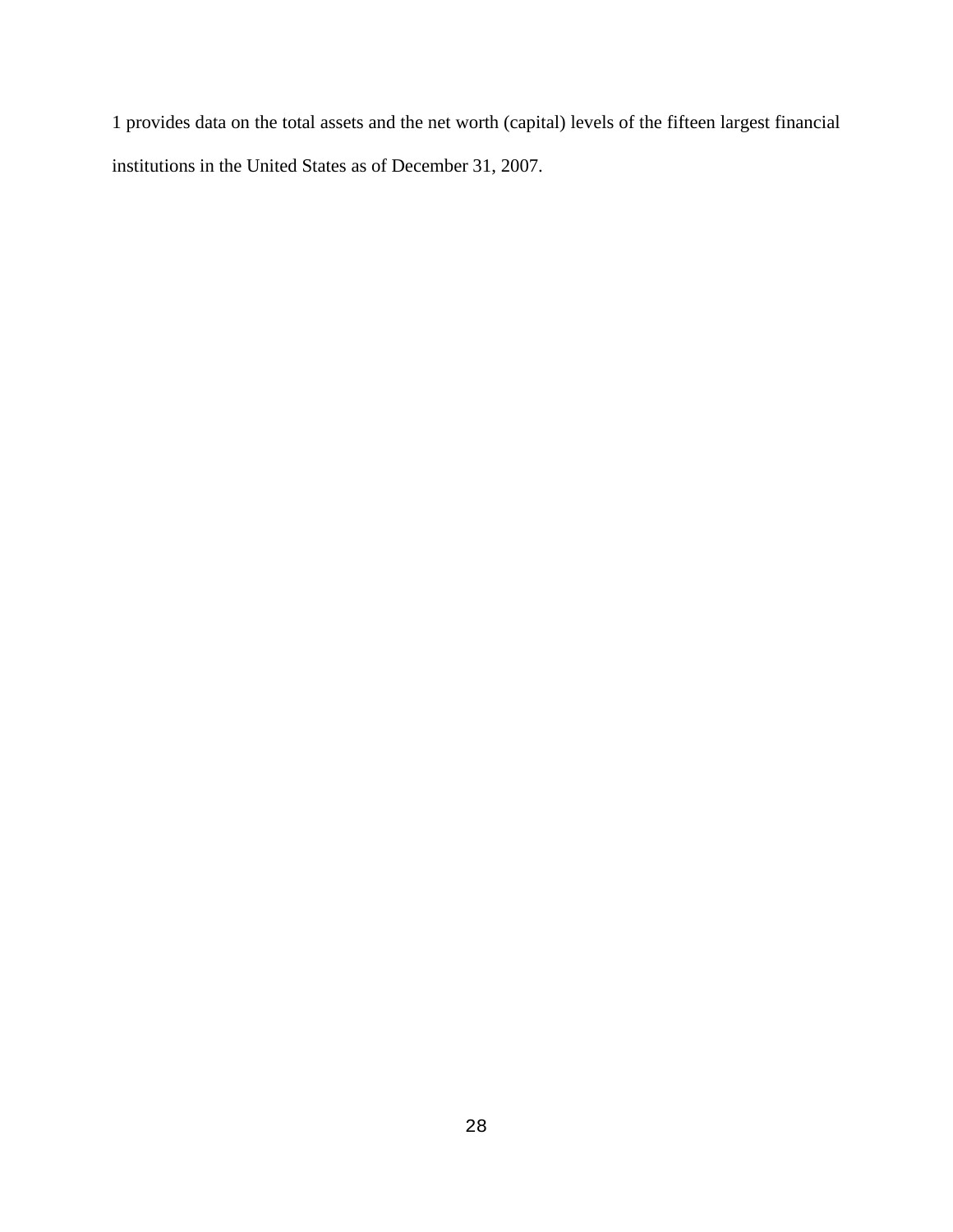1 provides data on the total assets and the net worth (capital) levels of the fifteen largest financial institutions in the United States as of December 31, 2007.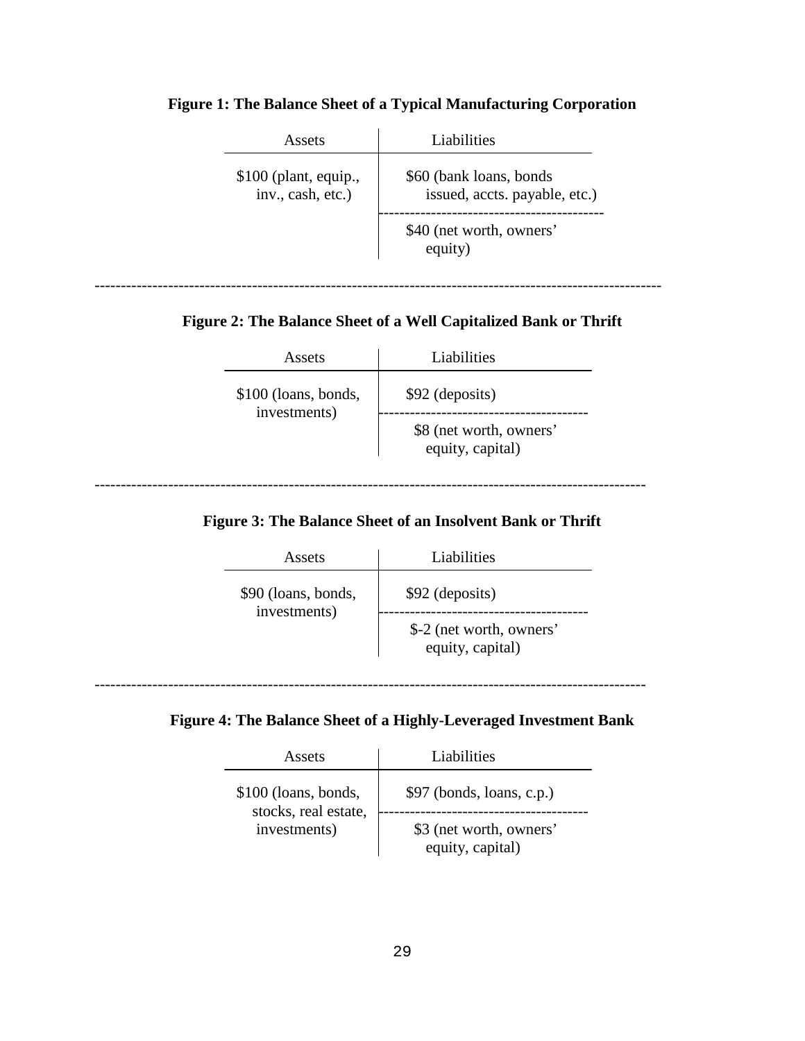**Figure 1: The Balance Sheet of a Typical Manufacturing Corporation**

| Assets | Liabilities |
|---|---|
| $100 (plant, equip., inv., cash, etc.) | $60 (bank loans, bonds issued, accts. payable, etc.) |
| | $40 (net worth, owners' equity) |

---

**Figure 2: The Balance Sheet of a Well Capitalized Bank or Thrift**

| Assets | Liabilities |
|---|---|
| $100 (loans, bonds, investments) | $92 (deposits) |
| | $8 (net worth, owners' equity, capital) |

---

**Figure 3: The Balance Sheet of an Insolvent Bank or Thrift**

| Assets | Liabilities |
|---|---|
| $90 (loans, bonds, investments) | $92 (deposits) |
| | $-2 (net worth, owners' equity, capital) |

---

**Figure 4: The Balance Sheet of a Highly-Leveraged Investment Bank**

| Assets | Liabilities |
|---|---|
| $100 (loans, bonds, stocks, real estate, investments) | $97 (bonds, loans, c.p.) |
| | $3 (net worth, owners' equity, capital) |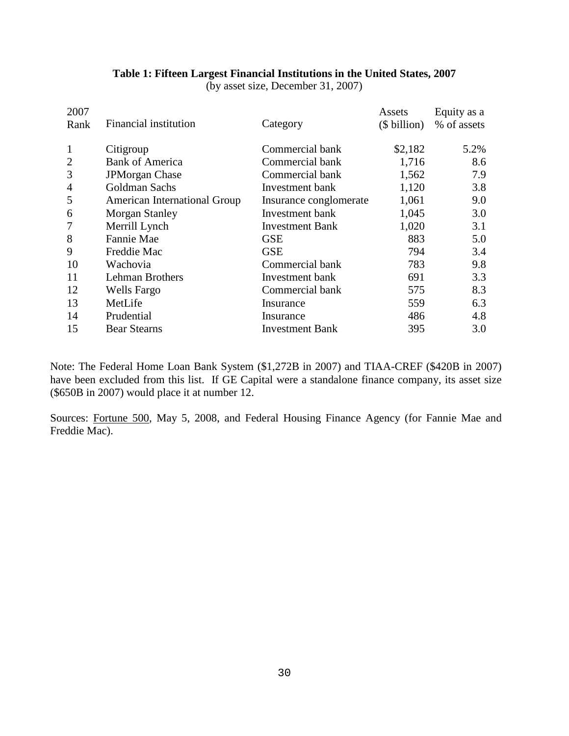**Table 1: Fifteen Largest Financial Institutions in the United States, 2007**
(by asset size, December 31, 2007)

| 2007 Rank | Financial institution | Category | Assets ($ billion) | Equity as a % of assets |
|---|---|---|---|---|
| 1 | Citigroup | Commercial bank | $2,182 | 5.2% |
| 2 | Bank of America | Commercial bank | 1,716 | 8.6 |
| 3 | JPMorgan Chase | Commercial bank | 1,562 | 7.9 |
| 4 | Goldman Sachs | Investment bank | 1,120 | 3.8 |
| 5 | American International Group | Insurance conglomerate | 1,061 | 9.0 |
| 6 | Morgan Stanley | Investment bank | 1,045 | 3.0 |
| 7 | Merrill Lynch | Investment Bank | 1,020 | 3.1 |
| 8 | Fannie Mae | GSE | 883 | 5.0 |
| 9 | Freddie Mac | GSE | 794 | 3.4 |
| 10 | Wachovia | Commercial bank | 783 | 9.8 |
| 11 | Lehman Brothers | Investment bank | 691 | 3.3 |
| 12 | Wells Fargo | Commercial bank | 575 | 8.3 |
| 13 | MetLife | Insurance | 559 | 6.3 |
| 14 | Prudential | Insurance | 486 | 4.8 |
| 15 | Bear Stearns | Investment Bank | 395 | 3.0 |

Note: The Federal Home Loan Bank System ($1,272B in 2007) and TIAA-CREF ($420B in 2007) have been excluded from this list. If GE Capital were a standalone finance company, its asset size ($650B in 2007) would place it at number 12.

Sources: Fortune 500, May 5, 2008, and Federal Housing Finance Agency (for Fannie Mae and Freddie Mac).